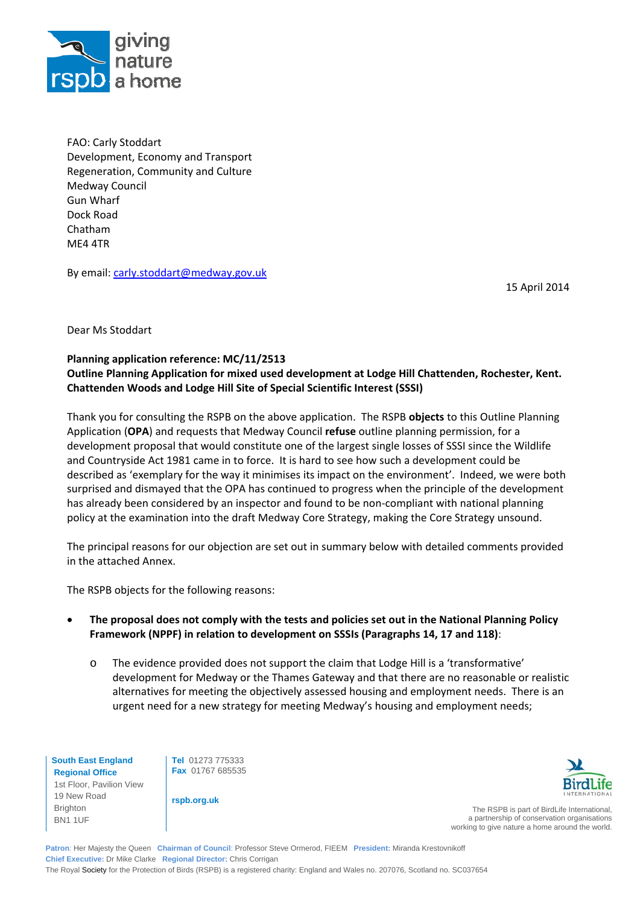FAO: Carly Stoddart
Development, Economy and Transport
Regeneration, Community and Culture
Medway Council
Gun Wharf
Dock Road
Chatham
ME4 4TR

By email: carly.stoddart@medway.gov.uk

15 April 2014

Dear Ms Stoddart

**Planning application reference: MC/11/2513**
**Outline Planning Application for mixed used development at Lodge Hill Chattenden, Rochester, Kent. Chattenden Woods and Lodge Hill Site of Special Scientific Interest (SSSI)**

Thank you for consulting the RSPB on the above application. The RSPB **objects** to this Outline Planning Application (**OPA**) and requests that Medway Council **refuse** outline planning permission, for a development proposal that would constitute one of the largest single losses of SSSI since the Wildlife and Countryside Act 1981 came in to force. It is hard to see how such a development could be described as 'exemplary for the way it minimises its impact on the environment'. Indeed, we were both surprised and dismayed that the OPA has continued to progress when the principle of the development has already been considered by an inspector and found to be non-compliant with national planning policy at the examination into the draft Medway Core Strategy, making the Core Strategy unsound.

The principal reasons for our objection are set out in summary below with detailed comments provided in the attached Annex.

The RSPB objects for the following reasons:

- **The proposal does not comply with the tests and policies set out in the National Planning Policy Framework (NPPF) in relation to development on SSSIs (Paragraphs 14, 17 and 118)**:
  - The evidence provided does not support the claim that Lodge Hill is a 'transformative' development for Medway or the Thames Gateway and that there are no reasonable or realistic alternatives for meeting the objectively assessed housing and employment needs. There is an urgent need for a new strategy for meeting Medway's housing and employment needs;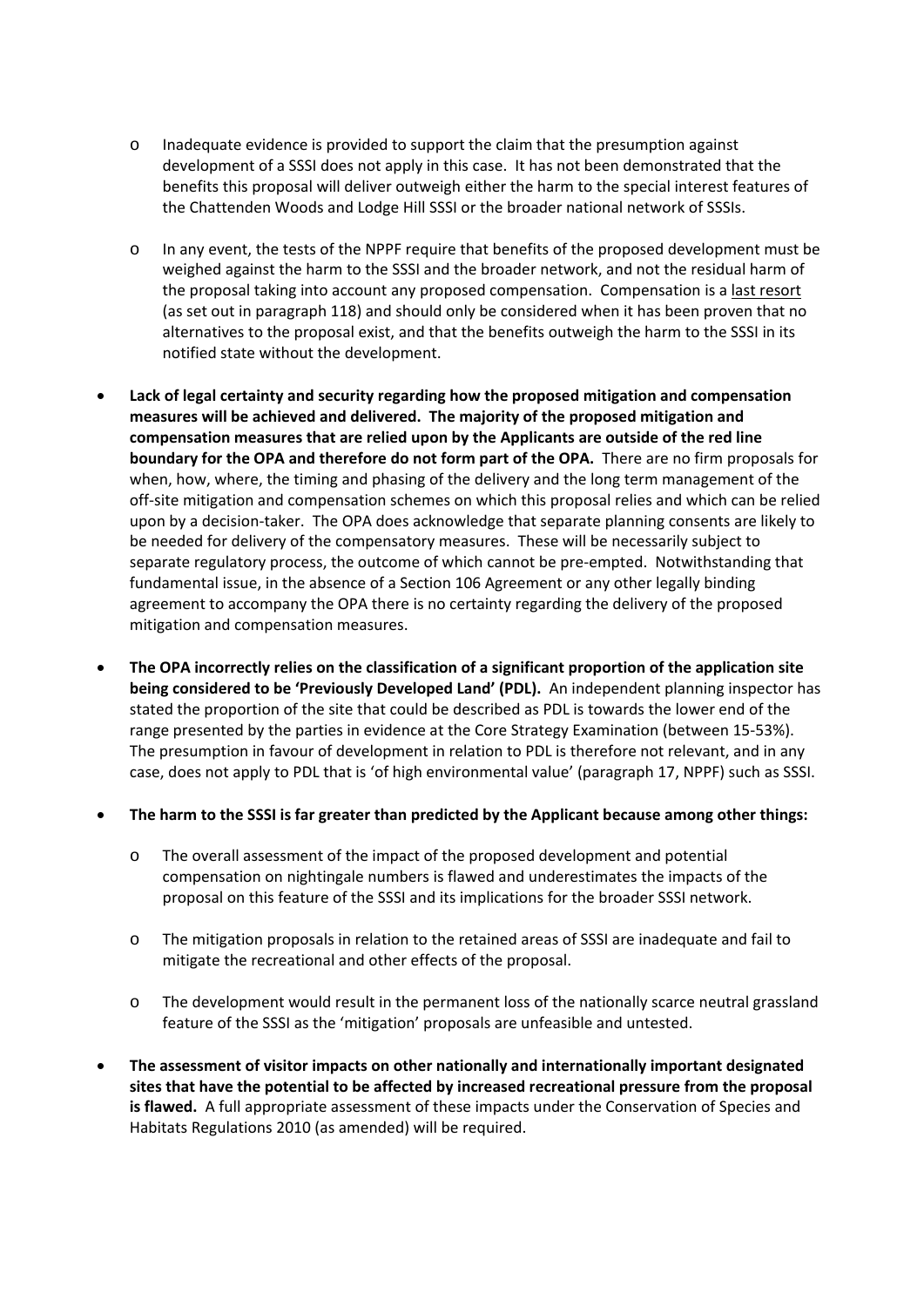- Inadequate evidence is provided to support the claim that the presumption against development of a SSSI does not apply in this case. It has not been demonstrated that the benefits this proposal will deliver outweigh either the harm to the special interest features of the Chattenden Woods and Lodge Hill SSSI or the broader national network of SSSIs.

  - In any event, the tests of the NPPF require that benefits of the proposed development must be weighed against the harm to the SSSI and the broader network, and not the residual harm of the proposal taking into account any proposed compensation. Compensation is a <u>last resort</u> (as set out in paragraph 118) and should only be considered when it has been proven that no alternatives to the proposal exist, and that the benefits outweigh the harm to the SSSI in its notified state without the development.

- **Lack of legal certainty and security regarding how the proposed mitigation and compensation measures will be achieved and delivered. The majority of the proposed mitigation and compensation measures that are relied upon by the Applicants are outside of the red line boundary for the OPA and therefore do not form part of the OPA.** There are no firm proposals for when, how, where, the timing and phasing of the delivery and the long term management of the off-site mitigation and compensation schemes on which this proposal relies and which can be relied upon by a decision-taker. The OPA does acknowledge that separate planning consents are likely to be needed for delivery of the compensatory measures. These will be necessarily subject to separate regulatory process, the outcome of which cannot be pre-empted. Notwithstanding that fundamental issue, in the absence of a Section 106 Agreement or any other legally binding agreement to accompany the OPA there is no certainty regarding the delivery of the proposed mitigation and compensation measures.

- **The OPA incorrectly relies on the classification of a significant proportion of the application site being considered to be 'Previously Developed Land' (PDL).** An independent planning inspector has stated the proportion of the site that could be described as PDL is towards the lower end of the range presented by the parties in evidence at the Core Strategy Examination (between 15-53%). The presumption in favour of development in relation to PDL is therefore not relevant, and in any case, does not apply to PDL that is 'of high environmental value' (paragraph 17, NPPF) such as SSSI.

- **The harm to the SSSI is far greater than predicted by the Applicant because among other things:**

  - The overall assessment of the impact of the proposed development and potential compensation on nightingale numbers is flawed and underestimates the impacts of the proposal on this feature of the SSSI and its implications for the broader SSSI network.

  - The mitigation proposals in relation to the retained areas of SSSI are inadequate and fail to mitigate the recreational and other effects of the proposal.

  - The development would result in the permanent loss of the nationally scarce neutral grassland feature of the SSSI as the 'mitigation' proposals are unfeasible and untested.

- **The assessment of visitor impacts on other nationally and internationally important designated sites that have the potential to be affected by increased recreational pressure from the proposal is flawed.** A full appropriate assessment of these impacts under the Conservation of Species and Habitats Regulations 2010 (as amended) will be required.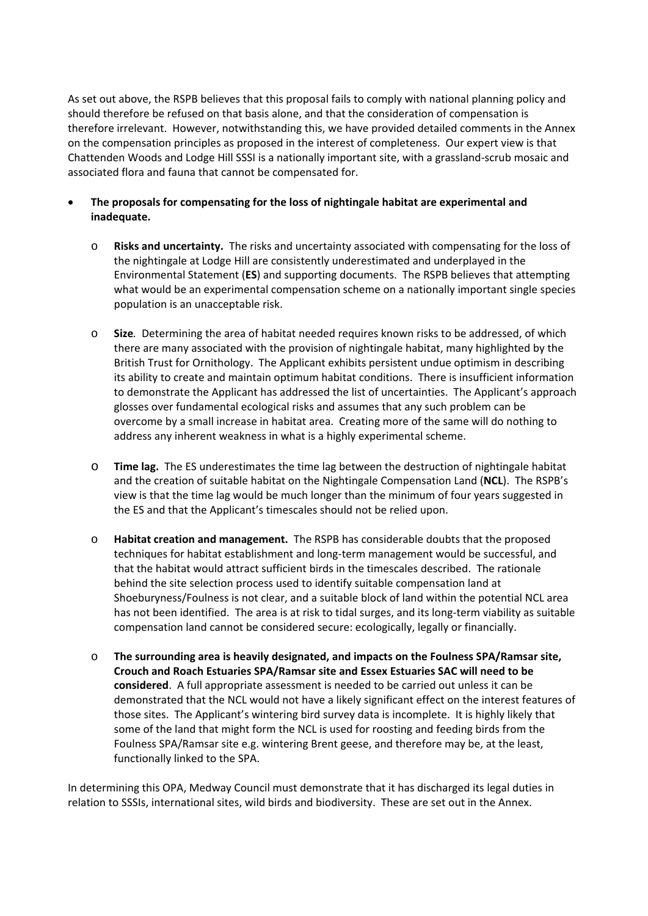As set out above, the RSPB believes that this proposal fails to comply with national planning policy and should therefore be refused on that basis alone, and that the consideration of compensation is therefore irrelevant. However, notwithstanding this, we have provided detailed comments in the Annex on the compensation principles as proposed in the interest of completeness. Our expert view is that Chattenden Woods and Lodge Hill SSSI is a nationally important site, with a grassland-scrub mosaic and associated flora and fauna that cannot be compensated for.

- **The proposals for compensating for the loss of nightingale habitat are experimental and inadequate.**
  - **Risks and uncertainty.** The risks and uncertainty associated with compensating for the loss of the nightingale at Lodge Hill are consistently underestimated and underplayed in the Environmental Statement (**ES**) and supporting documents. The RSPB believes that attempting what would be an experimental compensation scheme on a nationally important single species population is an unacceptable risk.
  - **Size***.* Determining the area of habitat needed requires known risks to be addressed, of which there are many associated with the provision of nightingale habitat, many highlighted by the British Trust for Ornithology. The Applicant exhibits persistent undue optimism in describing its ability to create and maintain optimum habitat conditions. There is insufficient information to demonstrate the Applicant has addressed the list of uncertainties. The Applicant's approach glosses over fundamental ecological risks and assumes that any such problem can be overcome by a small increase in habitat area. Creating more of the same will do nothing to address any inherent weakness in what is a highly experimental scheme.
  - **Time lag.** The ES underestimates the time lag between the destruction of nightingale habitat and the creation of suitable habitat on the Nightingale Compensation Land (**NCL**). The RSPB's view is that the time lag would be much longer than the minimum of four years suggested in the ES and that the Applicant's timescales should not be relied upon.
  - **Habitat creation and management.** The RSPB has considerable doubts that the proposed techniques for habitat establishment and long-term management would be successful, and that the habitat would attract sufficient birds in the timescales described. The rationale behind the site selection process used to identify suitable compensation land at Shoeburyness/Foulness is not clear, and a suitable block of land within the potential NCL area has not been identified. The area is at risk to tidal surges, and its long-term viability as suitable compensation land cannot be considered secure: ecologically, legally or financially.
  - **The surrounding area is heavily designated, and impacts on the Foulness SPA/Ramsar site, Crouch and Roach Estuaries SPA/Ramsar site and Essex Estuaries SAC will need to be considered**. A full appropriate assessment is needed to be carried out unless it can be demonstrated that the NCL would not have a likely significant effect on the interest features of those sites. The Applicant's wintering bird survey data is incomplete. It is highly likely that some of the land that might form the NCL is used for roosting and feeding birds from the Foulness SPA/Ramsar site e.g. wintering Brent geese, and therefore may be, at the least, functionally linked to the SPA.

In determining this OPA, Medway Council must demonstrate that it has discharged its legal duties in relation to SSSIs, international sites, wild birds and biodiversity. These are set out in the Annex.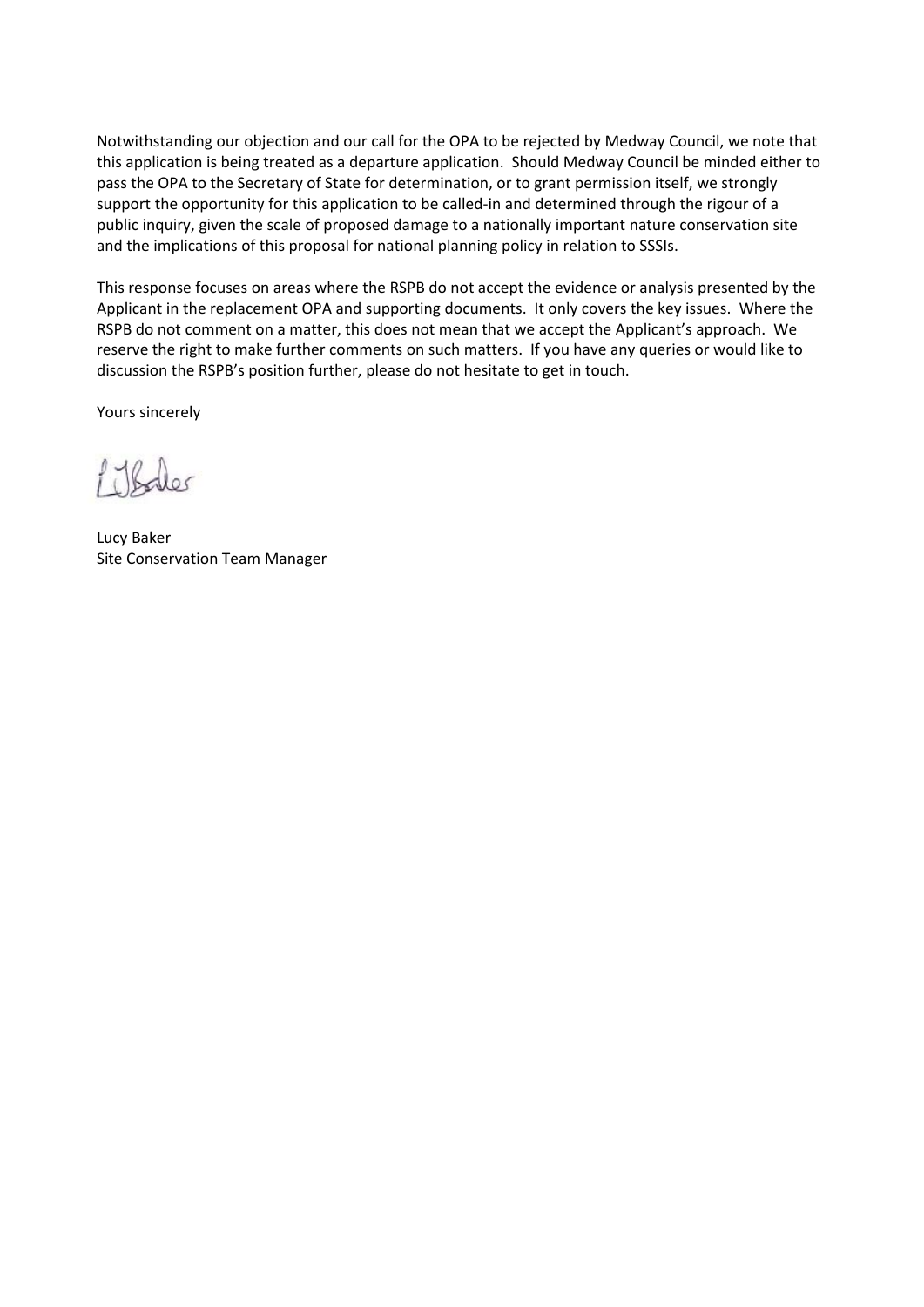Notwithstanding our objection and our call for the OPA to be rejected by Medway Council, we note that this application is being treated as a departure application. Should Medway Council be minded either to pass the OPA to the Secretary of State for determination, or to grant permission itself, we strongly support the opportunity for this application to be called-in and determined through the rigour of a public inquiry, given the scale of proposed damage to a nationally important nature conservation site and the implications of this proposal for national planning policy in relation to SSSIs.

This response focuses on areas where the RSPB do not accept the evidence or analysis presented by the Applicant in the replacement OPA and supporting documents. It only covers the key issues. Where the RSPB do not comment on a matter, this does not mean that we accept the Applicant's approach. We reserve the right to make further comments on such matters. If you have any queries or would like to discussion the RSPB's position further, please do not hesitate to get in touch.

Yours sincerely

Lucy Baker
Site Conservation Team Manager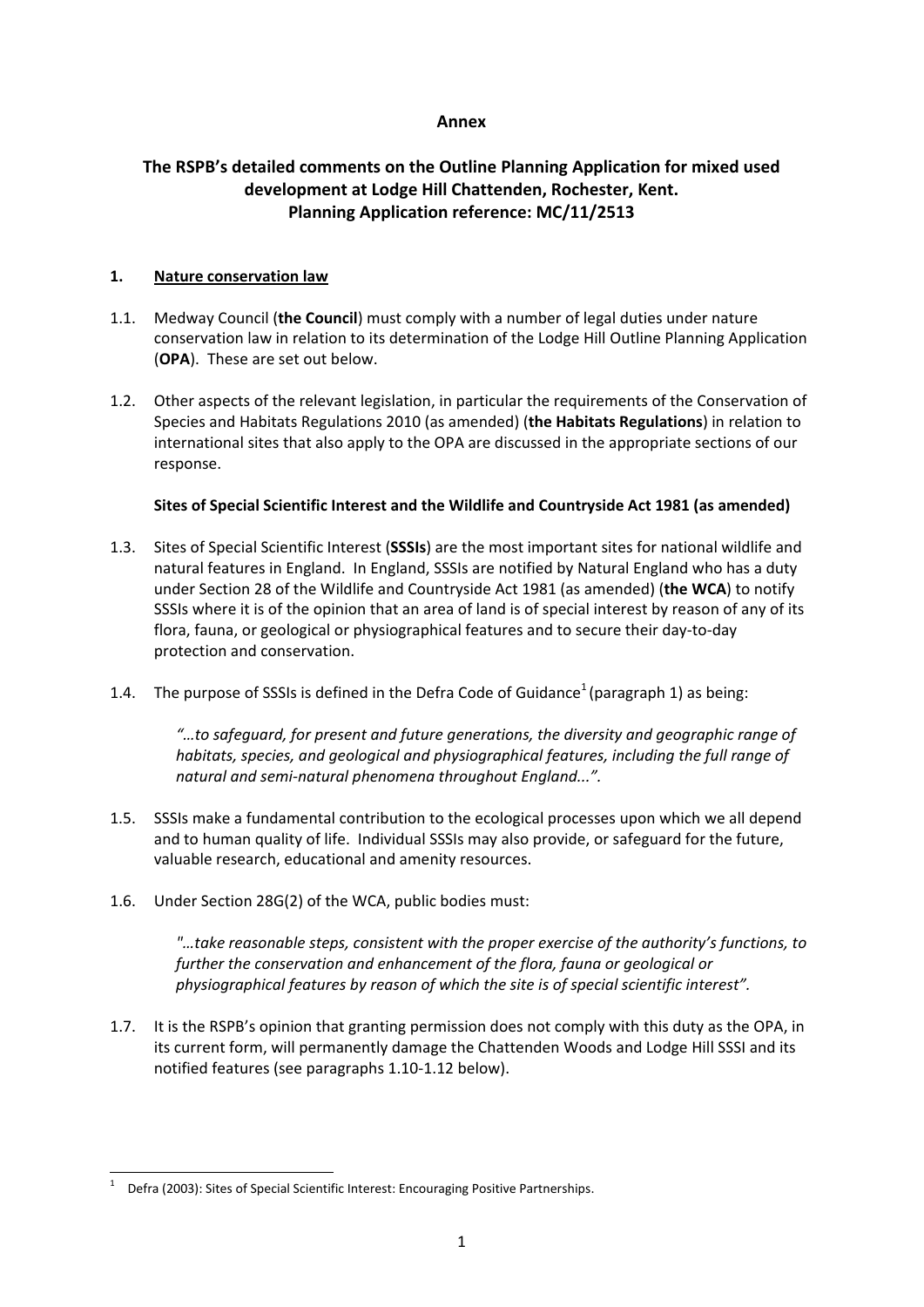# Annex

## The RSPB's detailed comments on the Outline Planning Application for mixed used development at Lodge Hill Chattenden, Rochester, Kent.
## Planning Application reference: MC/11/2513

### 1. Nature conservation law

1.1. Medway Council (**the Council**) must comply with a number of legal duties under nature conservation law in relation to its determination of the Lodge Hill Outline Planning Application (**OPA**). These are set out below.

1.2. Other aspects of the relevant legislation, in particular the requirements of the Conservation of Species and Habitats Regulations 2010 (as amended) (**the Habitats Regulations**) in relation to international sites that also apply to the OPA are discussed in the appropriate sections of our response.

**Sites of Special Scientific Interest and the Wildlife and Countryside Act 1981 (as amended)**

1.3. Sites of Special Scientific Interest (**SSSIs**) are the most important sites for national wildlife and natural features in England. In England, SSSIs are notified by Natural England who has a duty under Section 28 of the Wildlife and Countryside Act 1981 (as amended) (**the WCA**) to notify SSSIs where it is of the opinion that an area of land is of special interest by reason of any of its flora, fauna, or geological or physiographical features and to secure their day-to-day protection and conservation.

1.4. The purpose of SSSIs is defined in the Defra Code of Guidance[1] (paragraph 1) as being:

> *"…to safeguard, for present and future generations, the diversity and geographic range of habitats, species, and geological and physiographical features, including the full range of natural and semi-natural phenomena throughout England...".*

1.5. SSSIs make a fundamental contribution to the ecological processes upon which we all depend and to human quality of life. Individual SSSIs may also provide, or safeguard for the future, valuable research, educational and amenity resources.

1.6. Under Section 28G(2) of the WCA, public bodies must:

> *"…take reasonable steps, consistent with the proper exercise of the authority's functions, to further the conservation and enhancement of the flora, fauna or geological or physiographical features by reason of which the site is of special scientific interest".*

1.7. It is the RSPB's opinion that granting permission does not comply with this duty as the OPA, in its current form, will permanently damage the Chattenden Woods and Lodge Hill SSSI and its notified features (see paragraphs 1.10-1.12 below).

---

[1] Defra (2003): Sites of Special Scientific Interest: Encouraging Positive Partnerships.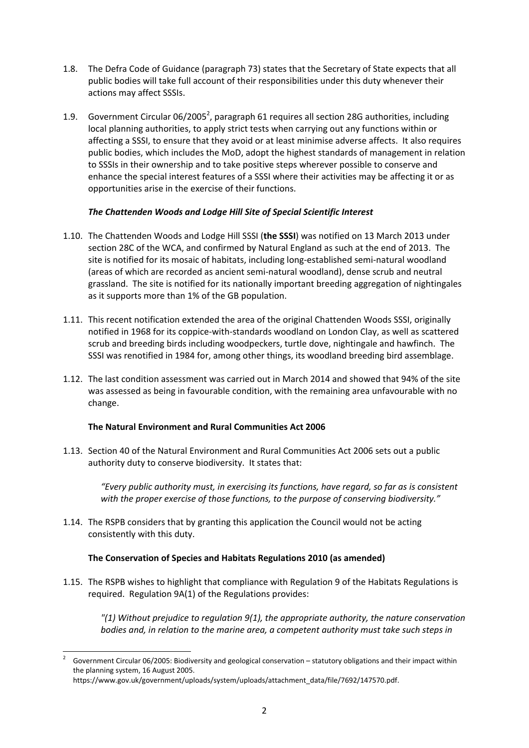1.8. The Defra Code of Guidance (paragraph 73) states that the Secretary of State expects that all public bodies will take full account of their responsibilities under this duty whenever their actions may affect SSSIs.

1.9. Government Circular 06/2005[2], paragraph 61 requires all section 28G authorities, including local planning authorities, to apply strict tests when carrying out any functions within or affecting a SSSI, to ensure that they avoid or at least minimise adverse affects. It also requires public bodies, which includes the MoD, adopt the highest standards of management in relation to SSSIs in their ownership and to take positive steps wherever possible to conserve and enhance the special interest features of a SSSI where their activities may be affecting it or as opportunities arise in the exercise of their functions.

***The Chattenden Woods and Lodge Hill Site of Special Scientific Interest***

1.10. The Chattenden Woods and Lodge Hill SSSI (**the SSSI**) was notified on 13 March 2013 under section 28C of the WCA, and confirmed by Natural England as such at the end of 2013. The site is notified for its mosaic of habitats, including long-established semi-natural woodland (areas of which are recorded as ancient semi-natural woodland), dense scrub and neutral grassland. The site is notified for its nationally important breeding aggregation of nightingales as it supports more than 1% of the GB population.

1.11. This recent notification extended the area of the original Chattenden Woods SSSI, originally notified in 1968 for its coppice-with-standards woodland on London Clay, as well as scattered scrub and breeding birds including woodpeckers, turtle dove, nightingale and hawfinch. The SSSI was renotified in 1984 for, among other things, its woodland breeding bird assemblage.

1.12. The last condition assessment was carried out in March 2014 and showed that 94% of the site was assessed as being in favourable condition, with the remaining area unfavourable with no change.

**The Natural Environment and Rural Communities Act 2006**

1.13. Section 40 of the Natural Environment and Rural Communities Act 2006 sets out a public authority duty to conserve biodiversity. It states that:

> *"Every public authority must, in exercising its functions, have regard, so far as is consistent with the proper exercise of those functions, to the purpose of conserving biodiversity."*

1.14. The RSPB considers that by granting this application the Council would not be acting consistently with this duty.

**The Conservation of Species and Habitats Regulations 2010 (as amended)**

1.15. The RSPB wishes to highlight that compliance with Regulation 9 of the Habitats Regulations is required. Regulation 9A(1) of the Regulations provides:

> *"(1) Without prejudice to regulation 9(1), the appropriate authority, the nature conservation bodies and, in relation to the marine area, a competent authority must take such steps in*

---

[2] Government Circular 06/2005: Biodiversity and geological conservation – statutory obligations and their impact within the planning system, 16 August 2005. https://www.gov.uk/government/uploads/system/uploads/attachment_data/file/7692/147570.pdf.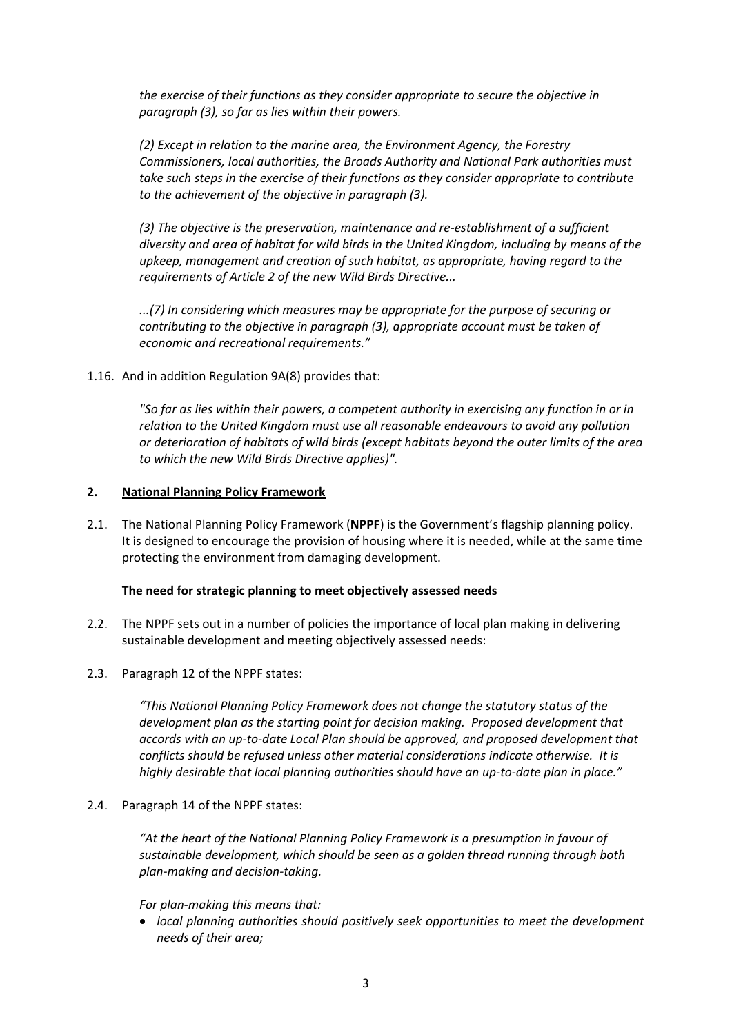*the exercise of their functions as they consider appropriate to secure the objective in paragraph (3), so far as lies within their powers.*

*(2) Except in relation to the marine area, the Environment Agency, the Forestry Commissioners, local authorities, the Broads Authority and National Park authorities must take such steps in the exercise of their functions as they consider appropriate to contribute to the achievement of the objective in paragraph (3).*

*(3) The objective is the preservation, maintenance and re-establishment of a sufficient diversity and area of habitat for wild birds in the United Kingdom, including by means of the upkeep, management and creation of such habitat, as appropriate, having regard to the requirements of Article 2 of the new Wild Birds Directive...*

*...(7) In considering which measures may be appropriate for the purpose of securing or contributing to the objective in paragraph (3), appropriate account must be taken of economic and recreational requirements."*

1.16. And in addition Regulation 9A(8) provides that:

*"So far as lies within their powers, a competent authority in exercising any function in or in relation to the United Kingdom must use all reasonable endeavours to avoid any pollution or deterioration of habitats of wild birds (except habitats beyond the outer limits of the area to which the new Wild Birds Directive applies)".*

## 2. National Planning Policy Framework

2.1. The National Planning Policy Framework (**NPPF**) is the Government's flagship planning policy. It is designed to encourage the provision of housing where it is needed, while at the same time protecting the environment from damaging development.

### The need for strategic planning to meet objectively assessed needs

2.2. The NPPF sets out in a number of policies the importance of local plan making in delivering sustainable development and meeting objectively assessed needs:

2.3. Paragraph 12 of the NPPF states:

*"This National Planning Policy Framework does not change the statutory status of the development plan as the starting point for decision making. Proposed development that accords with an up-to-date Local Plan should be approved, and proposed development that conflicts should be refused unless other material considerations indicate otherwise. It is highly desirable that local planning authorities should have an up-to-date plan in place."*

2.4. Paragraph 14 of the NPPF states:

*"At the heart of the National Planning Policy Framework is a presumption in favour of sustainable development, which should be seen as a golden thread running through both plan-making and decision-taking.*

*For plan-making this means that:*

- *local planning authorities should positively seek opportunities to meet the development needs of their area;*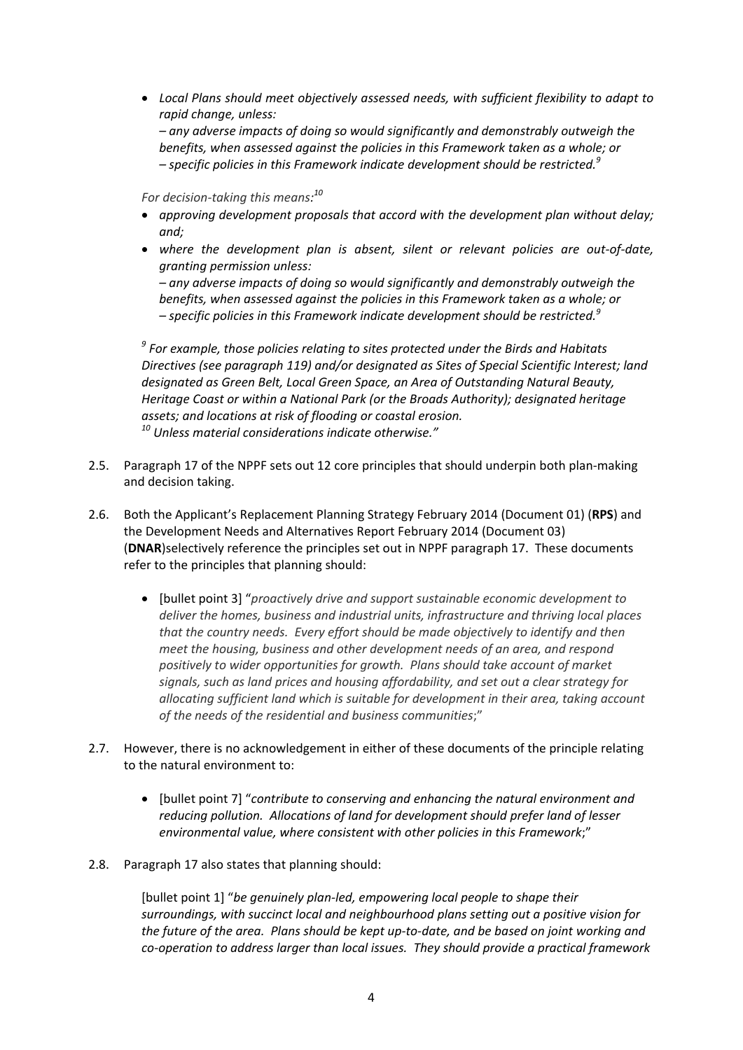- *Local Plans should meet objectively assessed needs, with sufficient flexibility to adapt to rapid change, unless:*

  *– any adverse impacts of doing so would significantly and demonstrably outweigh the benefits, when assessed against the policies in this Framework taken as a whole; or*
  *– specific policies in this Framework indicate development should be restricted.*[9]

*For decision-taking this means:*[10]

- *approving development proposals that accord with the development plan without delay; and;*
- *where the development plan is absent, silent or relevant policies are out-of-date, granting permission unless:*

  *– any adverse impacts of doing so would significantly and demonstrably outweigh the benefits, when assessed against the policies in this Framework taken as a whole; or*
  *– specific policies in this Framework indicate development should be restricted.*[9]

[9] *For example, those policies relating to sites protected under the Birds and Habitats Directives (see paragraph 119) and/or designated as Sites of Special Scientific Interest; land designated as Green Belt, Local Green Space, an Area of Outstanding Natural Beauty, Heritage Coast or within a National Park (or the Broads Authority); designated heritage assets; and locations at risk of flooding or coastal erosion.*
[10] *Unless material considerations indicate otherwise."*

2.5. Paragraph 17 of the NPPF sets out 12 core principles that should underpin both plan-making and decision taking.

2.6. Both the Applicant's Replacement Planning Strategy February 2014 (Document 01) (**RPS**) and the Development Needs and Alternatives Report February 2014 (Document 03) (**DNAR**)selectively reference the principles set out in NPPF paragraph 17. These documents refer to the principles that planning should:

- [bullet point 3] "*proactively drive and support sustainable economic development to deliver the homes, business and industrial units, infrastructure and thriving local places that the country needs. Every effort should be made objectively to identify and then meet the housing, business and other development needs of an area, and respond positively to wider opportunities for growth. Plans should take account of market signals, such as land prices and housing affordability, and set out a clear strategy for allocating sufficient land which is suitable for development in their area, taking account of the needs of the residential and business communities*;"

2.7. However, there is no acknowledgement in either of these documents of the principle relating to the natural environment to:

- [bullet point 7] "*contribute to conserving and enhancing the natural environment and reducing pollution. Allocations of land for development should prefer land of lesser environmental value, where consistent with other policies in this Framework*;"

2.8. Paragraph 17 also states that planning should:

[bullet point 1] "*be genuinely plan-led, empowering local people to shape their surroundings, with succinct local and neighbourhood plans setting out a positive vision for the future of the area. Plans should be kept up-to-date, and be based on joint working and co-operation to address larger than local issues. They should provide a practical framework*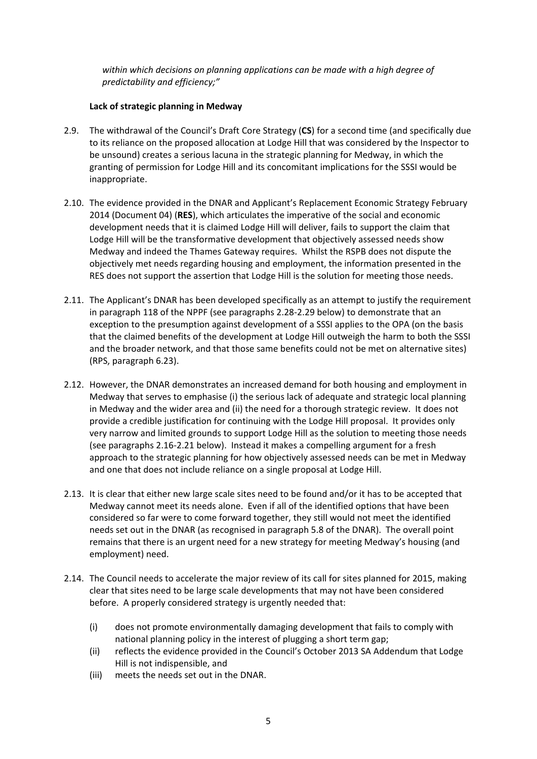*within which decisions on planning applications can be made with a high degree of predictability and efficiency;"*

**Lack of strategic planning in Medway**

2.9. The withdrawal of the Council's Draft Core Strategy (**CS**) for a second time (and specifically due to its reliance on the proposed allocation at Lodge Hill that was considered by the Inspector to be unsound) creates a serious lacuna in the strategic planning for Medway, in which the granting of permission for Lodge Hill and its concomitant implications for the SSSI would be inappropriate.

2.10. The evidence provided in the DNAR and Applicant's Replacement Economic Strategy February 2014 (Document 04) (**RES**), which articulates the imperative of the social and economic development needs that it is claimed Lodge Hill will deliver, fails to support the claim that Lodge Hill will be the transformative development that objectively assessed needs show Medway and indeed the Thames Gateway requires. Whilst the RSPB does not dispute the objectively met needs regarding housing and employment, the information presented in the RES does not support the assertion that Lodge Hill is the solution for meeting those needs.

2.11. The Applicant's DNAR has been developed specifically as an attempt to justify the requirement in paragraph 118 of the NPPF (see paragraphs 2.28-2.29 below) to demonstrate that an exception to the presumption against development of a SSSI applies to the OPA (on the basis that the claimed benefits of the development at Lodge Hill outweigh the harm to both the SSSI and the broader network, and that those same benefits could not be met on alternative sites) (RPS, paragraph 6.23).

2.12. However, the DNAR demonstrates an increased demand for both housing and employment in Medway that serves to emphasise (i) the serious lack of adequate and strategic local planning in Medway and the wider area and (ii) the need for a thorough strategic review. It does not provide a credible justification for continuing with the Lodge Hill proposal. It provides only very narrow and limited grounds to support Lodge Hill as the solution to meeting those needs (see paragraphs 2.16-2.21 below). Instead it makes a compelling argument for a fresh approach to the strategic planning for how objectively assessed needs can be met in Medway and one that does not include reliance on a single proposal at Lodge Hill.

2.13. It is clear that either new large scale sites need to be found and/or it has to be accepted that Medway cannot meet its needs alone. Even if all of the identified options that have been considered so far were to come forward together, they still would not meet the identified needs set out in the DNAR (as recognised in paragraph 5.8 of the DNAR). The overall point remains that there is an urgent need for a new strategy for meeting Medway's housing (and employment) need.

2.14. The Council needs to accelerate the major review of its call for sites planned for 2015, making clear that sites need to be large scale developments that may not have been considered before. A properly considered strategy is urgently needed that:

(i) does not promote environmentally damaging development that fails to comply with national planning policy in the interest of plugging a short term gap;

(ii) reflects the evidence provided in the Council's October 2013 SA Addendum that Lodge Hill is not indispensible, and

(iii) meets the needs set out in the DNAR.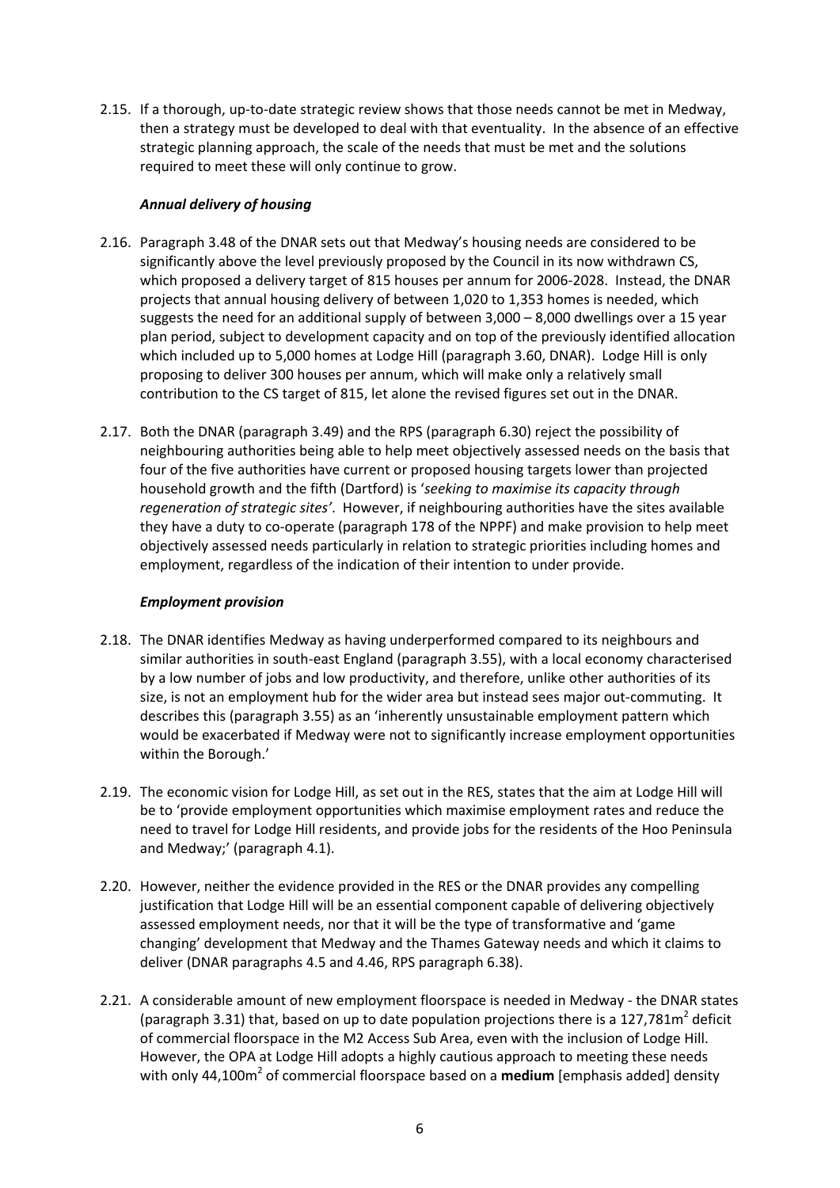2.15. If a thorough, up-to-date strategic review shows that those needs cannot be met in Medway, then a strategy must be developed to deal with that eventuality. In the absence of an effective strategic planning approach, the scale of the needs that must be met and the solutions required to meet these will only continue to grow.

***Annual delivery of housing***

2.16. Paragraph 3.48 of the DNAR sets out that Medway's housing needs are considered to be significantly above the level previously proposed by the Council in its now withdrawn CS, which proposed a delivery target of 815 houses per annum for 2006-2028. Instead, the DNAR projects that annual housing delivery of between 1,020 to 1,353 homes is needed, which suggests the need for an additional supply of between 3,000 – 8,000 dwellings over a 15 year plan period, subject to development capacity and on top of the previously identified allocation which included up to 5,000 homes at Lodge Hill (paragraph 3.60, DNAR). Lodge Hill is only proposing to deliver 300 houses per annum, which will make only a relatively small contribution to the CS target of 815, let alone the revised figures set out in the DNAR.

2.17. Both the DNAR (paragraph 3.49) and the RPS (paragraph 6.30) reject the possibility of neighbouring authorities being able to help meet objectively assessed needs on the basis that four of the five authorities have current or proposed housing targets lower than projected household growth and the fifth (Dartford) is '*seeking to maximise its capacity through regeneration of strategic sites'*. However, if neighbouring authorities have the sites available they have a duty to co-operate (paragraph 178 of the NPPF) and make provision to help meet objectively assessed needs particularly in relation to strategic priorities including homes and employment, regardless of the indication of their intention to under provide.

***Employment provision***

2.18. The DNAR identifies Medway as having underperformed compared to its neighbours and similar authorities in south-east England (paragraph 3.55), with a local economy characterised by a low number of jobs and low productivity, and therefore, unlike other authorities of its size, is not an employment hub for the wider area but instead sees major out-commuting. It describes this (paragraph 3.55) as an 'inherently unsustainable employment pattern which would be exacerbated if Medway were not to significantly increase employment opportunities within the Borough.'

2.19. The economic vision for Lodge Hill, as set out in the RES, states that the aim at Lodge Hill will be to 'provide employment opportunities which maximise employment rates and reduce the need to travel for Lodge Hill residents, and provide jobs for the residents of the Hoo Peninsula and Medway;' (paragraph 4.1).

2.20. However, neither the evidence provided in the RES or the DNAR provides any compelling justification that Lodge Hill will be an essential component capable of delivering objectively assessed employment needs, nor that it will be the type of transformative and 'game changing' development that Medway and the Thames Gateway needs and which it claims to deliver (DNAR paragraphs 4.5 and 4.46, RPS paragraph 6.38).

2.21. A considerable amount of new employment floorspace is needed in Medway - the DNAR states (paragraph 3.31) that, based on up to date population projections there is a 127,781m$^2$ deficit of commercial floorspace in the M2 Access Sub Area, even with the inclusion of Lodge Hill. However, the OPA at Lodge Hill adopts a highly cautious approach to meeting these needs with only 44,100m$^2$ of commercial floorspace based on a **medium** [emphasis added] density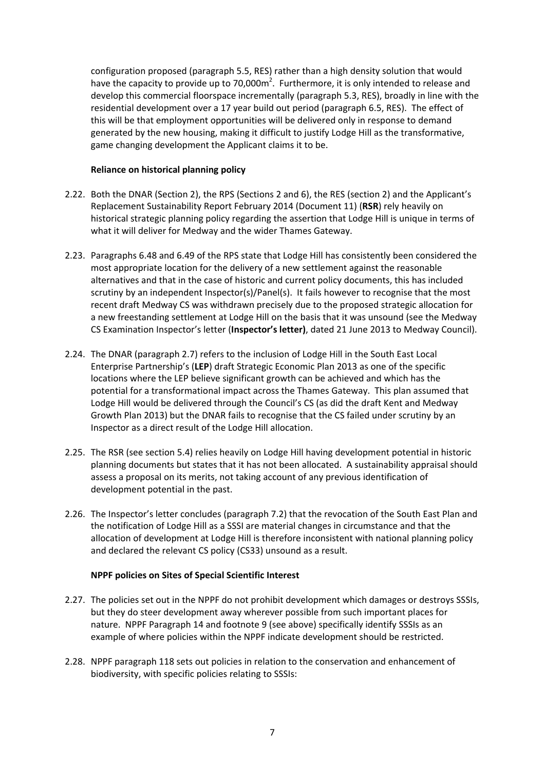configuration proposed (paragraph 5.5, RES) rather than a high density solution that would have the capacity to provide up to 70,000m$^2$. Furthermore, it is only intended to release and develop this commercial floorspace incrementally (paragraph 5.3, RES), broadly in line with the residential development over a 17 year build out period (paragraph 6.5, RES). The effect of this will be that employment opportunities will be delivered only in response to demand generated by the new housing, making it difficult to justify Lodge Hill as the transformative, game changing development the Applicant claims it to be.

**Reliance on historical planning policy**

2.22. Both the DNAR (Section 2), the RPS (Sections 2 and 6), the RES (section 2) and the Applicant's Replacement Sustainability Report February 2014 (Document 11) (**RSR**) rely heavily on historical strategic planning policy regarding the assertion that Lodge Hill is unique in terms of what it will deliver for Medway and the wider Thames Gateway.

2.23. Paragraphs 6.48 and 6.49 of the RPS state that Lodge Hill has consistently been considered the most appropriate location for the delivery of a new settlement against the reasonable alternatives and that in the case of historic and current policy documents, this has included scrutiny by an independent Inspector(s)/Panel(s). It fails however to recognise that the most recent draft Medway CS was withdrawn precisely due to the proposed strategic allocation for a new freestanding settlement at Lodge Hill on the basis that it was unsound (see the Medway CS Examination Inspector's letter (**Inspector's letter)**, dated 21 June 2013 to Medway Council).

2.24. The DNAR (paragraph 2.7) refers to the inclusion of Lodge Hill in the South East Local Enterprise Partnership's (**LEP**) draft Strategic Economic Plan 2013 as one of the specific locations where the LEP believe significant growth can be achieved and which has the potential for a transformational impact across the Thames Gateway. This plan assumed that Lodge Hill would be delivered through the Council's CS (as did the draft Kent and Medway Growth Plan 2013) but the DNAR fails to recognise that the CS failed under scrutiny by an Inspector as a direct result of the Lodge Hill allocation.

2.25. The RSR (see section 5.4) relies heavily on Lodge Hill having development potential in historic planning documents but states that it has not been allocated. A sustainability appraisal should assess a proposal on its merits, not taking account of any previous identification of development potential in the past.

2.26. The Inspector's letter concludes (paragraph 7.2) that the revocation of the South East Plan and the notification of Lodge Hill as a SSSI are material changes in circumstance and that the allocation of development at Lodge Hill is therefore inconsistent with national planning policy and declared the relevant CS policy (CS33) unsound as a result.

**NPPF policies on Sites of Special Scientific Interest**

2.27. The policies set out in the NPPF do not prohibit development which damages or destroys SSSIs, but they do steer development away wherever possible from such important places for nature. NPPF Paragraph 14 and footnote 9 (see above) specifically identify SSSIs as an example of where policies within the NPPF indicate development should be restricted.

2.28. NPPF paragraph 118 sets out policies in relation to the conservation and enhancement of biodiversity, with specific policies relating to SSSIs: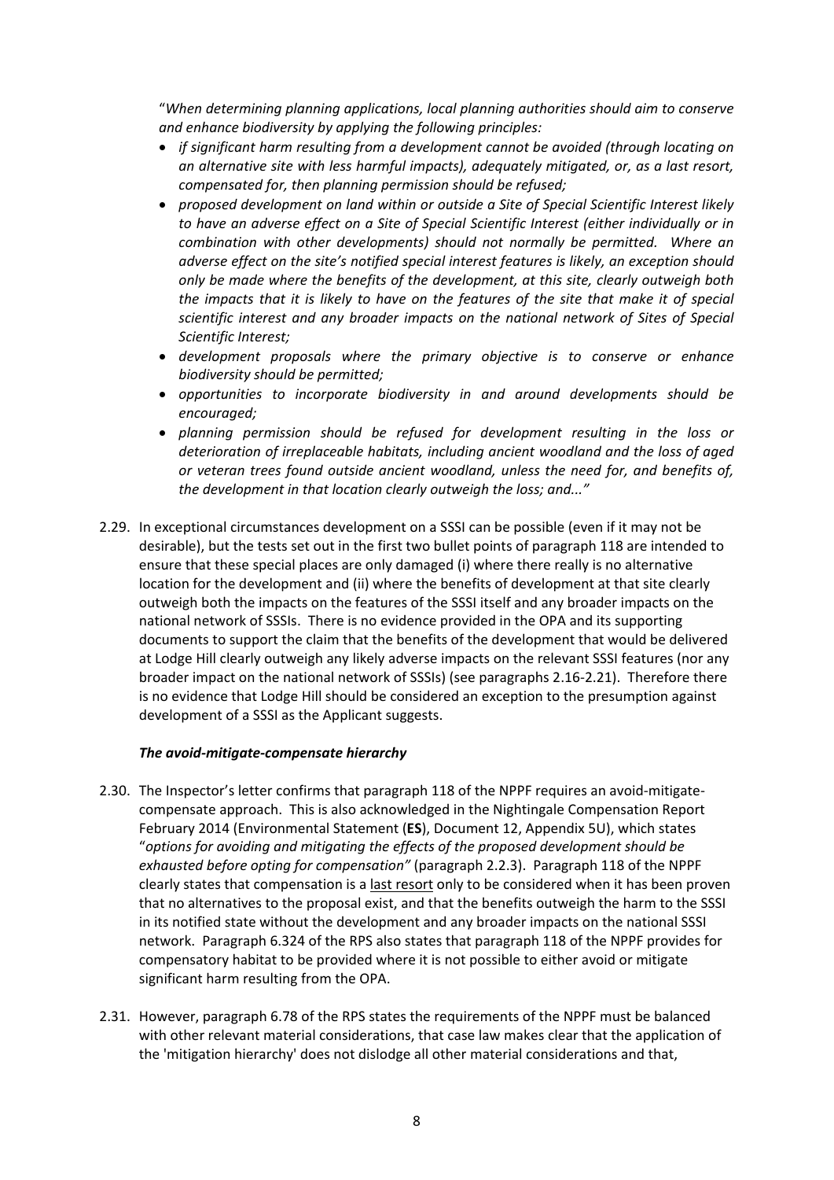"*When determining planning applications, local planning authorities should aim to conserve and enhance biodiversity by applying the following principles:*

- *if significant harm resulting from a development cannot be avoided (through locating on an alternative site with less harmful impacts), adequately mitigated, or, as a last resort, compensated for, then planning permission should be refused;*
- *proposed development on land within or outside a Site of Special Scientific Interest likely to have an adverse effect on a Site of Special Scientific Interest (either individually or in combination with other developments) should not normally be permitted. Where an adverse effect on the site's notified special interest features is likely, an exception should only be made where the benefits of the development, at this site, clearly outweigh both the impacts that it is likely to have on the features of the site that make it of special scientific interest and any broader impacts on the national network of Sites of Special Scientific Interest;*
- *development proposals where the primary objective is to conserve or enhance biodiversity should be permitted;*
- *opportunities to incorporate biodiversity in and around developments should be encouraged;*
- *planning permission should be refused for development resulting in the loss or deterioration of irreplaceable habitats, including ancient woodland and the loss of aged or veteran trees found outside ancient woodland, unless the need for, and benefits of, the development in that location clearly outweigh the loss; and..."*

2.29. In exceptional circumstances development on a SSSI can be possible (even if it may not be desirable), but the tests set out in the first two bullet points of paragraph 118 are intended to ensure that these special places are only damaged (i) where there really is no alternative location for the development and (ii) where the benefits of development at that site clearly outweigh both the impacts on the features of the SSSI itself and any broader impacts on the national network of SSSIs. There is no evidence provided in the OPA and its supporting documents to support the claim that the benefits of the development that would be delivered at Lodge Hill clearly outweigh any likely adverse impacts on the relevant SSSI features (nor any broader impact on the national network of SSSIs) (see paragraphs 2.16-2.21). Therefore there is no evidence that Lodge Hill should be considered an exception to the presumption against development of a SSSI as the Applicant suggests.

***The avoid-mitigate-compensate hierarchy***

2.30. The Inspector's letter confirms that paragraph 118 of the NPPF requires an avoid-mitigate-compensate approach. This is also acknowledged in the Nightingale Compensation Report February 2014 (Environmental Statement (**ES**), Document 12, Appendix 5U), which states "*options for avoiding and mitigating the effects of the proposed development should be exhausted before opting for compensation"* (paragraph 2.2.3). Paragraph 118 of the NPPF clearly states that compensation is a last resort only to be considered when it has been proven that no alternatives to the proposal exist, and that the benefits outweigh the harm to the SSSI in its notified state without the development and any broader impacts on the national SSSI network. Paragraph 6.324 of the RPS also states that paragraph 118 of the NPPF provides for compensatory habitat to be provided where it is not possible to either avoid or mitigate significant harm resulting from the OPA.

2.31. However, paragraph 6.78 of the RPS states the requirements of the NPPF must be balanced with other relevant material considerations, that case law makes clear that the application of the 'mitigation hierarchy' does not dislodge all other material considerations and that,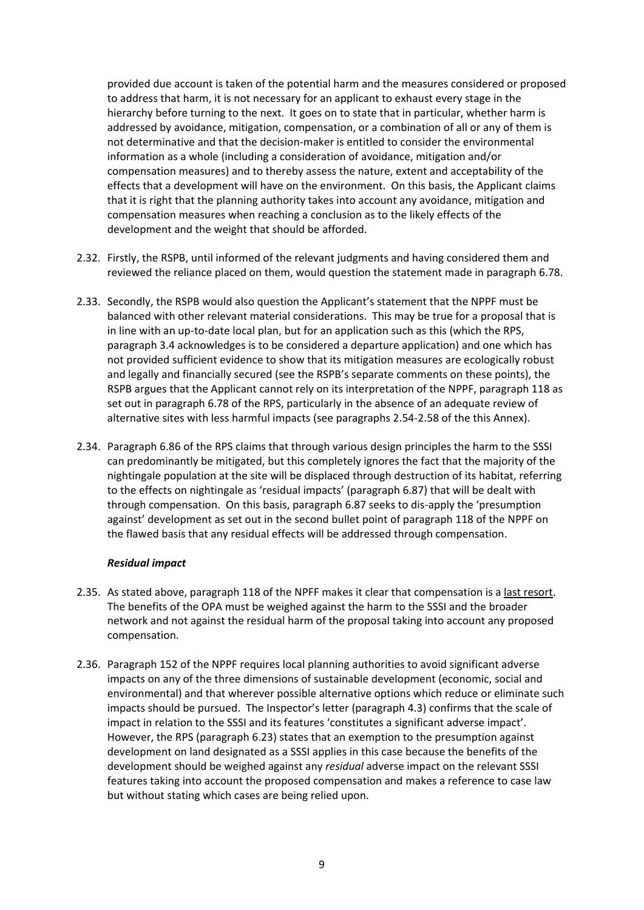provided due account is taken of the potential harm and the measures considered or proposed to address that harm, it is not necessary for an applicant to exhaust every stage in the hierarchy before turning to the next. It goes on to state that in particular, whether harm is addressed by avoidance, mitigation, compensation, or a combination of all or any of them is not determinative and that the decision-maker is entitled to consider the environmental information as a whole (including a consideration of avoidance, mitigation and/or compensation measures) and to thereby assess the nature, extent and acceptability of the effects that a development will have on the environment. On this basis, the Applicant claims that it is right that the planning authority takes into account any avoidance, mitigation and compensation measures when reaching a conclusion as to the likely effects of the development and the weight that should be afforded.

2.32. Firstly, the RSPB, until informed of the relevant judgments and having considered them and reviewed the reliance placed on them, would question the statement made in paragraph 6.78.

2.33. Secondly, the RSPB would also question the Applicant's statement that the NPPF must be balanced with other relevant material considerations. This may be true for a proposal that is in line with an up-to-date local plan, but for an application such as this (which the RPS, paragraph 3.4 acknowledges is to be considered a departure application) and one which has not provided sufficient evidence to show that its mitigation measures are ecologically robust and legally and financially secured (see the RSPB's separate comments on these points), the RSPB argues that the Applicant cannot rely on its interpretation of the NPPF, paragraph 118 as set out in paragraph 6.78 of the RPS, particularly in the absence of an adequate review of alternative sites with less harmful impacts (see paragraphs 2.54-2.58 of the this Annex).

2.34. Paragraph 6.86 of the RPS claims that through various design principles the harm to the SSSI can predominantly be mitigated, but this completely ignores the fact that the majority of the nightingale population at the site will be displaced through destruction of its habitat, referring to the effects on nightingale as 'residual impacts' (paragraph 6.87) that will be dealt with through compensation. On this basis, paragraph 6.87 seeks to dis-apply the 'presumption against' development as set out in the second bullet point of paragraph 118 of the NPPF on the flawed basis that any residual effects will be addressed through compensation.

### *Residual impact*

2.35. As stated above, paragraph 118 of the NPFF makes it clear that compensation is a last resort. The benefits of the OPA must be weighed against the harm to the SSSI and the broader network and not against the residual harm of the proposal taking into account any proposed compensation.

2.36. Paragraph 152 of the NPPF requires local planning authorities to avoid significant adverse impacts on any of the three dimensions of sustainable development (economic, social and environmental) and that wherever possible alternative options which reduce or eliminate such impacts should be pursued. The Inspector's letter (paragraph 4.3) confirms that the scale of impact in relation to the SSSI and its features 'constitutes a significant adverse impact'. However, the RPS (paragraph 6.23) states that an exemption to the presumption against development on land designated as a SSSI applies in this case because the benefits of the development should be weighed against any *residual* adverse impact on the relevant SSSI features taking into account the proposed compensation and makes a reference to case law but without stating which cases are being relied upon.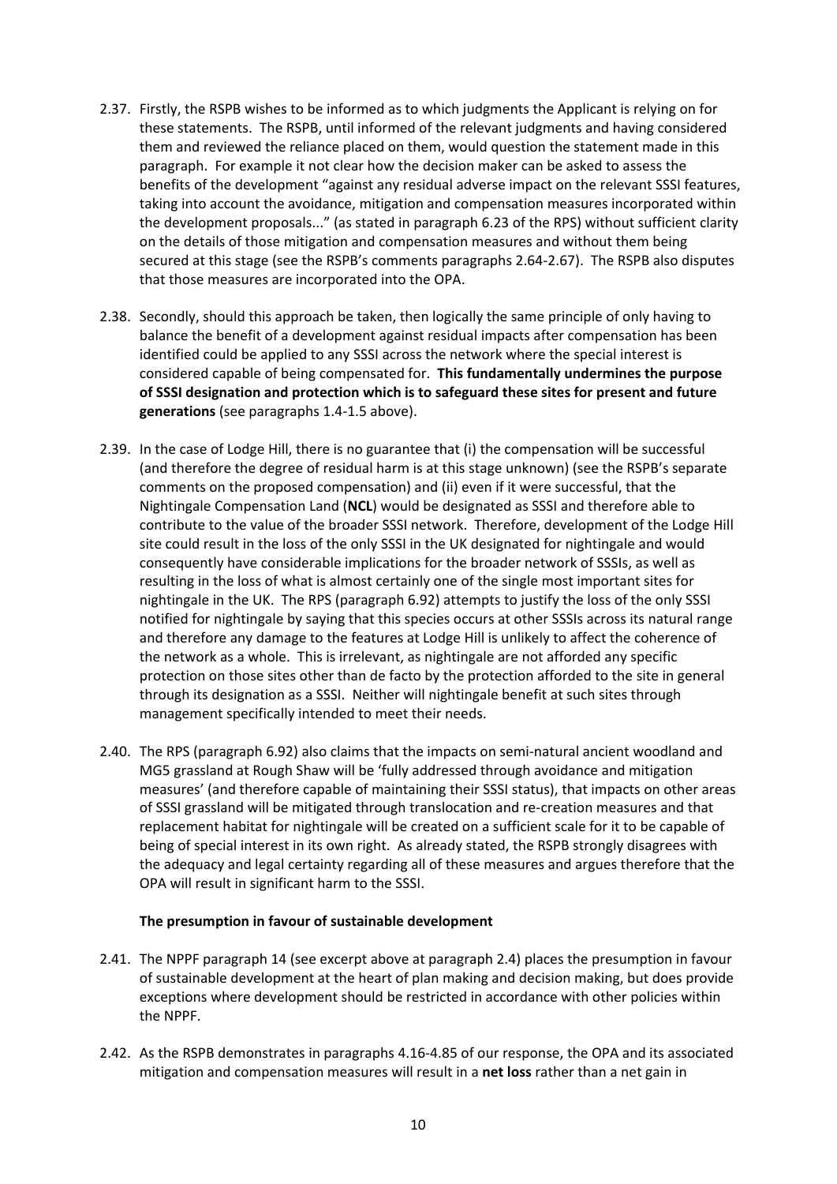2.37. Firstly, the RSPB wishes to be informed as to which judgments the Applicant is relying on for these statements. The RSPB, until informed of the relevant judgments and having considered them and reviewed the reliance placed on them, would question the statement made in this paragraph. For example it not clear how the decision maker can be asked to assess the benefits of the development "against any residual adverse impact on the relevant SSSI features, taking into account the avoidance, mitigation and compensation measures incorporated within the development proposals..." (as stated in paragraph 6.23 of the RPS) without sufficient clarity on the details of those mitigation and compensation measures and without them being secured at this stage (see the RSPB's comments paragraphs 2.64-2.67). The RSPB also disputes that those measures are incorporated into the OPA.

2.38. Secondly, should this approach be taken, then logically the same principle of only having to balance the benefit of a development against residual impacts after compensation has been identified could be applied to any SSSI across the network where the special interest is considered capable of being compensated for. **This fundamentally undermines the purpose of SSSI designation and protection which is to safeguard these sites for present and future generations** (see paragraphs 1.4-1.5 above).

2.39. In the case of Lodge Hill, there is no guarantee that (i) the compensation will be successful (and therefore the degree of residual harm is at this stage unknown) (see the RSPB's separate comments on the proposed compensation) and (ii) even if it were successful, that the Nightingale Compensation Land (**NCL**) would be designated as SSSI and therefore able to contribute to the value of the broader SSSI network. Therefore, development of the Lodge Hill site could result in the loss of the only SSSI in the UK designated for nightingale and would consequently have considerable implications for the broader network of SSSIs, as well as resulting in the loss of what is almost certainly one of the single most important sites for nightingale in the UK. The RPS (paragraph 6.92) attempts to justify the loss of the only SSSI notified for nightingale by saying that this species occurs at other SSSIs across its natural range and therefore any damage to the features at Lodge Hill is unlikely to affect the coherence of the network as a whole. This is irrelevant, as nightingale are not afforded any specific protection on those sites other than de facto by the protection afforded to the site in general through its designation as a SSSI. Neither will nightingale benefit at such sites through management specifically intended to meet their needs.

2.40. The RPS (paragraph 6.92) also claims that the impacts on semi-natural ancient woodland and MG5 grassland at Rough Shaw will be 'fully addressed through avoidance and mitigation measures' (and therefore capable of maintaining their SSSI status), that impacts on other areas of SSSI grassland will be mitigated through translocation and re-creation measures and that replacement habitat for nightingale will be created on a sufficient scale for it to be capable of being of special interest in its own right. As already stated, the RSPB strongly disagrees with the adequacy and legal certainty regarding all of these measures and argues therefore that the OPA will result in significant harm to the SSSI.

**The presumption in favour of sustainable development**

2.41. The NPPF paragraph 14 (see excerpt above at paragraph 2.4) places the presumption in favour of sustainable development at the heart of plan making and decision making, but does provide exceptions where development should be restricted in accordance with other policies within the NPPF.

2.42. As the RSPB demonstrates in paragraphs 4.16-4.85 of our response, the OPA and its associated mitigation and compensation measures will result in a **net loss** rather than a net gain in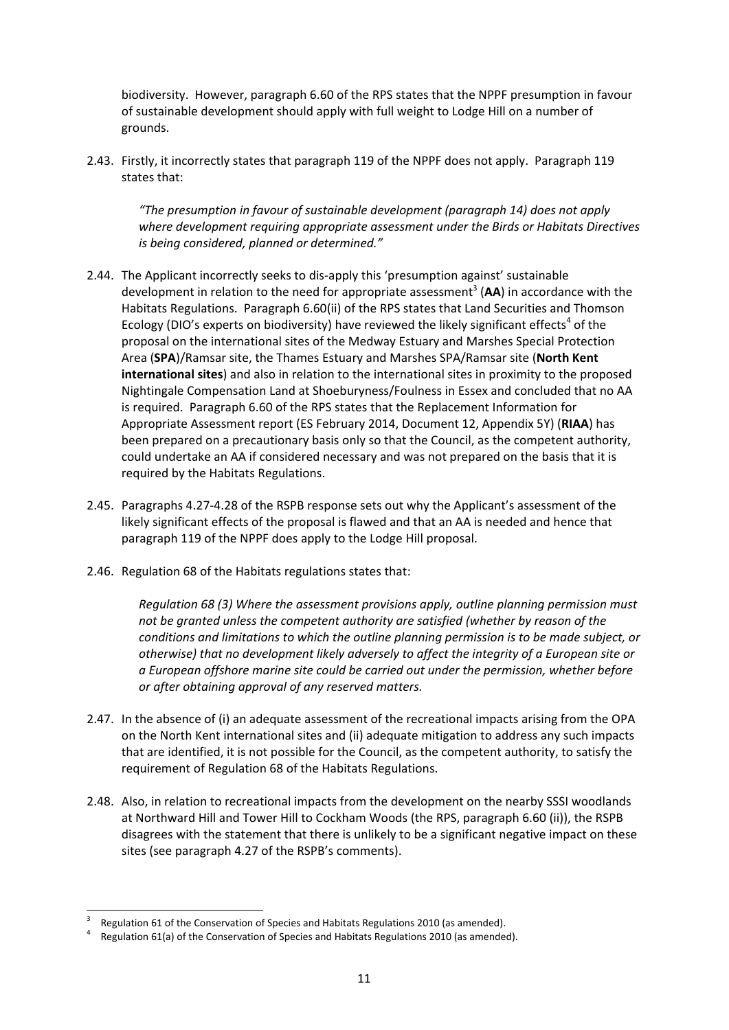biodiversity. However, paragraph 6.60 of the RPS states that the NPPF presumption in favour of sustainable development should apply with full weight to Lodge Hill on a number of grounds.

2.43. Firstly, it incorrectly states that paragraph 119 of the NPPF does not apply. Paragraph 119 states that:

> *"The presumption in favour of sustainable development (paragraph 14) does not apply where development requiring appropriate assessment under the Birds or Habitats Directives is being considered, planned or determined."*

2.44. The Applicant incorrectly seeks to dis-apply this 'presumption against' sustainable development in relation to the need for appropriate assessment[3] (**AA**) in accordance with the Habitats Regulations. Paragraph 6.60(ii) of the RPS states that Land Securities and Thomson Ecology (DIO's experts on biodiversity) have reviewed the likely significant effects[4] of the proposal on the international sites of the Medway Estuary and Marshes Special Protection Area (**SPA**)/Ramsar site, the Thames Estuary and Marshes SPA/Ramsar site (**North Kent international sites**) and also in relation to the international sites in proximity to the proposed Nightingale Compensation Land at Shoeburyness/Foulness in Essex and concluded that no AA is required. Paragraph 6.60 of the RPS states that the Replacement Information for Appropriate Assessment report (ES February 2014, Document 12, Appendix 5Y) (**RIAA**) has been prepared on a precautionary basis only so that the Council, as the competent authority, could undertake an AA if considered necessary and was not prepared on the basis that it is required by the Habitats Regulations.

2.45. Paragraphs 4.27-4.28 of the RSPB response sets out why the Applicant's assessment of the likely significant effects of the proposal is flawed and that an AA is needed and hence that paragraph 119 of the NPPF does apply to the Lodge Hill proposal.

2.46. Regulation 68 of the Habitats regulations states that:

> *Regulation 68 (3) Where the assessment provisions apply, outline planning permission must not be granted unless the competent authority are satisfied (whether by reason of the conditions and limitations to which the outline planning permission is to be made subject, or otherwise) that no development likely adversely to affect the integrity of a European site or a European offshore marine site could be carried out under the permission, whether before or after obtaining approval of any reserved matters.*

2.47. In the absence of (i) an adequate assessment of the recreational impacts arising from the OPA on the North Kent international sites and (ii) adequate mitigation to address any such impacts that are identified, it is not possible for the Council, as the competent authority, to satisfy the requirement of Regulation 68 of the Habitats Regulations.

2.48. Also, in relation to recreational impacts from the development on the nearby SSSI woodlands at Northward Hill and Tower Hill to Cockham Woods (the RPS, paragraph 6.60 (ii)), the RSPB disagrees with the statement that there is unlikely to be a significant negative impact on these sites (see paragraph 4.27 of the RSPB's comments).

---

[3] Regulation 61 of the Conservation of Species and Habitats Regulations 2010 (as amended).

[4] Regulation 61(a) of the Conservation of Species and Habitats Regulations 2010 (as amended).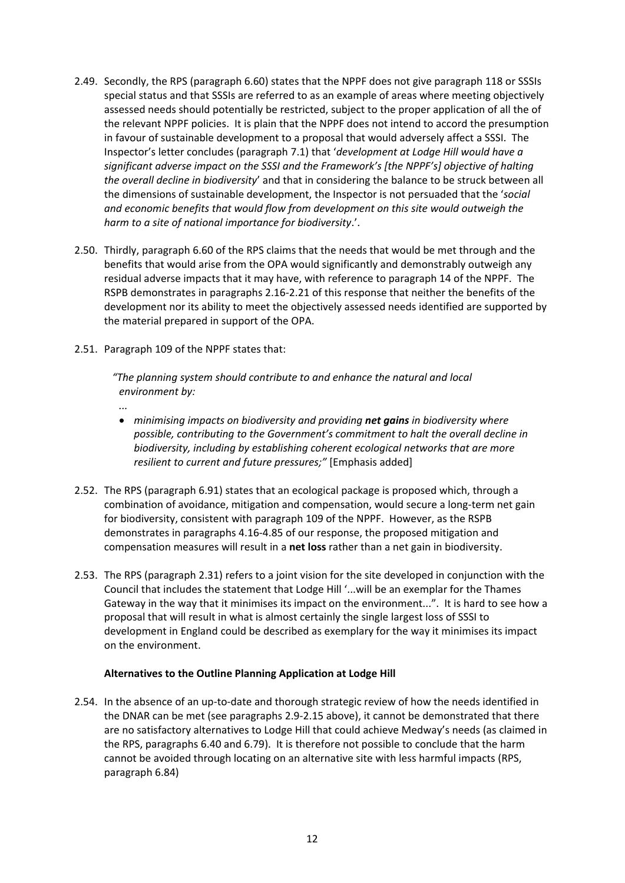2.49. Secondly, the RPS (paragraph 6.60) states that the NPPF does not give paragraph 118 or SSSIs special status and that SSSIs are referred to as an example of areas where meeting objectively assessed needs should potentially be restricted, subject to the proper application of all the of the relevant NPPF policies. It is plain that the NPPF does not intend to accord the presumption in favour of sustainable development to a proposal that would adversely affect a SSSI. The Inspector's letter concludes (paragraph 7.1) that '*development at Lodge Hill would have a significant adverse impact on the SSSI and the Framework's [the NPPF's] objective of halting the overall decline in biodiversity*' and that in considering the balance to be struck between all the dimensions of sustainable development, the Inspector is not persuaded that the '*social and economic benefits that would flow from development on this site would outweigh the harm to a site of national importance for biodiversity*.'.

2.50. Thirdly, paragraph 6.60 of the RPS claims that the needs that would be met through and the benefits that would arise from the OPA would significantly and demonstrably outweigh any residual adverse impacts that it may have, with reference to paragraph 14 of the NPPF. The RSPB demonstrates in paragraphs 2.16-2.21 of this response that neither the benefits of the development nor its ability to meet the objectively assessed needs identified are supported by the material prepared in support of the OPA.

2.51. Paragraph 109 of the NPPF states that:

> *"The planning system should contribute to and enhance the natural and local environment by:*
>
> *...*
>
> - *minimising impacts on biodiversity and providing **net gains** in biodiversity where possible, contributing to the Government's commitment to halt the overall decline in biodiversity, including by establishing coherent ecological networks that are more resilient to current and future pressures;"* [Emphasis added]

2.52. The RPS (paragraph 6.91) states that an ecological package is proposed which, through a combination of avoidance, mitigation and compensation, would secure a long-term net gain for biodiversity, consistent with paragraph 109 of the NPPF. However, as the RSPB demonstrates in paragraphs 4.16-4.85 of our response, the proposed mitigation and compensation measures will result in a **net loss** rather than a net gain in biodiversity.

2.53. The RPS (paragraph 2.31) refers to a joint vision for the site developed in conjunction with the Council that includes the statement that Lodge Hill '...will be an exemplar for the Thames Gateway in the way that it minimises its impact on the environment...". It is hard to see how a proposal that will result in what is almost certainly the single largest loss of SSSI to development in England could be described as exemplary for the way it minimises its impact on the environment.

**Alternatives to the Outline Planning Application at Lodge Hill**

2.54. In the absence of an up-to-date and thorough strategic review of how the needs identified in the DNAR can be met (see paragraphs 2.9-2.15 above), it cannot be demonstrated that there are no satisfactory alternatives to Lodge Hill that could achieve Medway's needs (as claimed in the RPS, paragraphs 6.40 and 6.79). It is therefore not possible to conclude that the harm cannot be avoided through locating on an alternative site with less harmful impacts (RPS, paragraph 6.84)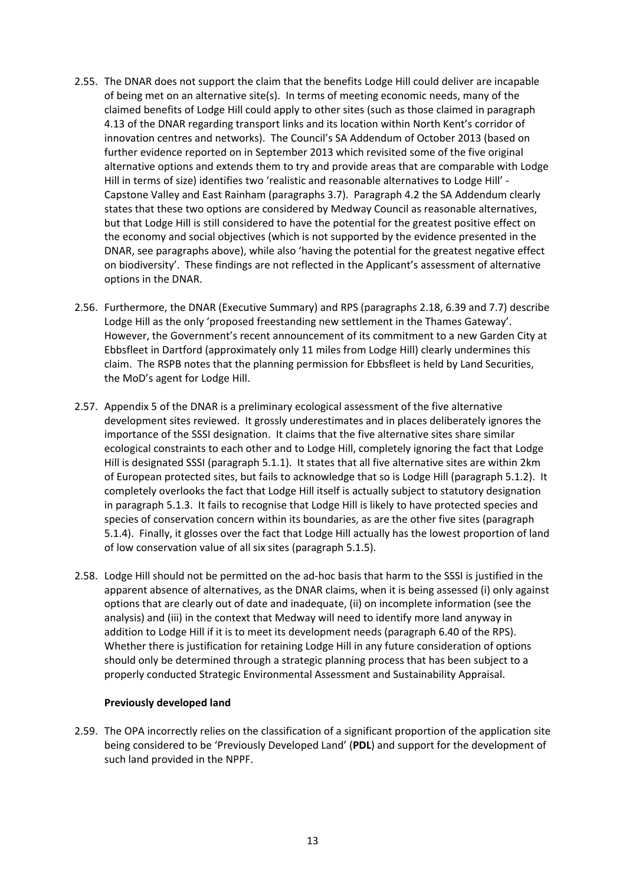2.55. The DNAR does not support the claim that the benefits Lodge Hill could deliver are incapable of being met on an alternative site(s). In terms of meeting economic needs, many of the claimed benefits of Lodge Hill could apply to other sites (such as those claimed in paragraph 4.13 of the DNAR regarding transport links and its location within North Kent's corridor of innovation centres and networks). The Council's SA Addendum of October 2013 (based on further evidence reported on in September 2013 which revisited some of the five original alternative options and extends them to try and provide areas that are comparable with Lodge Hill in terms of size) identifies two 'realistic and reasonable alternatives to Lodge Hill' - Capstone Valley and East Rainham (paragraphs 3.7). Paragraph 4.2 the SA Addendum clearly states that these two options are considered by Medway Council as reasonable alternatives, but that Lodge Hill is still considered to have the potential for the greatest positive effect on the economy and social objectives (which is not supported by the evidence presented in the DNAR, see paragraphs above), while also 'having the potential for the greatest negative effect on biodiversity'. These findings are not reflected in the Applicant's assessment of alternative options in the DNAR.

2.56. Furthermore, the DNAR (Executive Summary) and RPS (paragraphs 2.18, 6.39 and 7.7) describe Lodge Hill as the only 'proposed freestanding new settlement in the Thames Gateway'. However, the Government's recent announcement of its commitment to a new Garden City at Ebbsfleet in Dartford (approximately only 11 miles from Lodge Hill) clearly undermines this claim. The RSPB notes that the planning permission for Ebbsfleet is held by Land Securities, the MoD's agent for Lodge Hill.

2.57. Appendix 5 of the DNAR is a preliminary ecological assessment of the five alternative development sites reviewed. It grossly underestimates and in places deliberately ignores the importance of the SSSI designation. It claims that the five alternative sites share similar ecological constraints to each other and to Lodge Hill, completely ignoring the fact that Lodge Hill is designated SSSI (paragraph 5.1.1). It states that all five alternative sites are within 2km of European protected sites, but fails to acknowledge that so is Lodge Hill (paragraph 5.1.2). It completely overlooks the fact that Lodge Hill itself is actually subject to statutory designation in paragraph 5.1.3. It fails to recognise that Lodge Hill is likely to have protected species and species of conservation concern within its boundaries, as are the other five sites (paragraph 5.1.4). Finally, it glosses over the fact that Lodge Hill actually has the lowest proportion of land of low conservation value of all six sites (paragraph 5.1.5).

2.58. Lodge Hill should not be permitted on the ad-hoc basis that harm to the SSSI is justified in the apparent absence of alternatives, as the DNAR claims, when it is being assessed (i) only against options that are clearly out of date and inadequate, (ii) on incomplete information (see the analysis) and (iii) in the context that Medway will need to identify more land anyway in addition to Lodge Hill if it is to meet its development needs (paragraph 6.40 of the RPS). Whether there is justification for retaining Lodge Hill in any future consideration of options should only be determined through a strategic planning process that has been subject to a properly conducted Strategic Environmental Assessment and Sustainability Appraisal.

**Previously developed land**

2.59. The OPA incorrectly relies on the classification of a significant proportion of the application site being considered to be 'Previously Developed Land' (**PDL**) and support for the development of such land provided in the NPPF.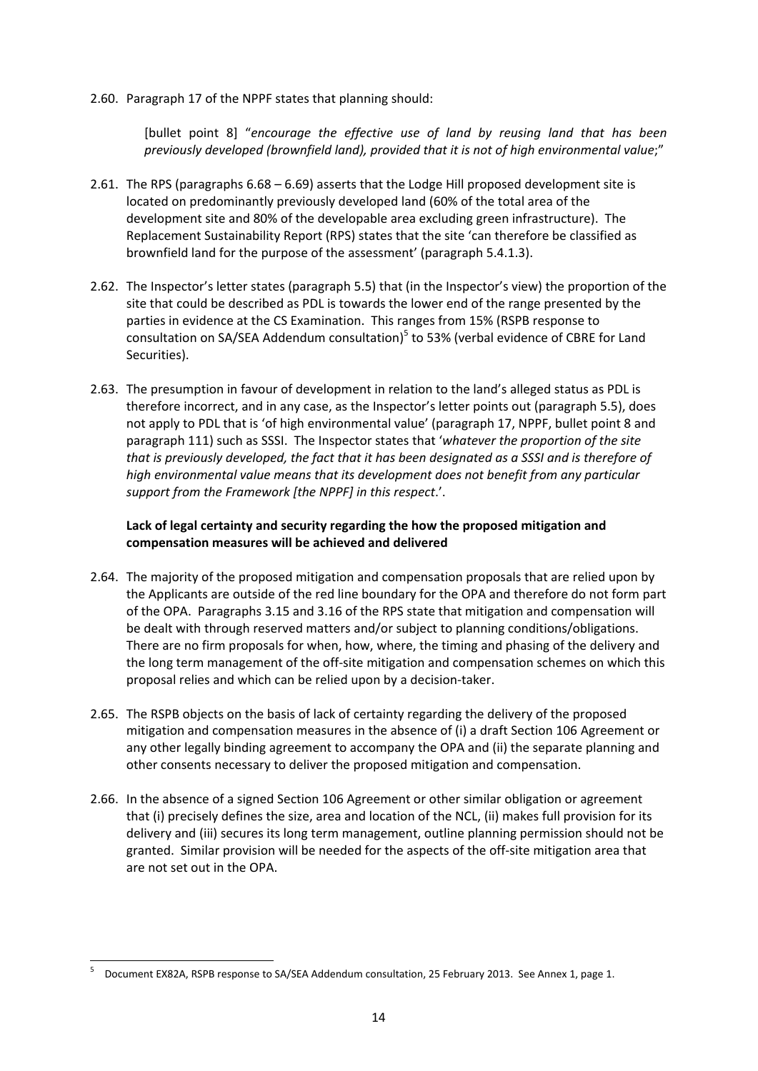2.60. Paragraph 17 of the NPPF states that planning should:

> [bullet point 8] "*encourage the effective use of land by reusing land that has been previously developed (brownfield land), provided that it is not of high environmental value*;"

2.61. The RPS (paragraphs 6.68 – 6.69) asserts that the Lodge Hill proposed development site is located on predominantly previously developed land (60% of the total area of the development site and 80% of the developable area excluding green infrastructure). The Replacement Sustainability Report (RPS) states that the site 'can therefore be classified as brownfield land for the purpose of the assessment' (paragraph 5.4.1.3).

2.62. The Inspector's letter states (paragraph 5.5) that (in the Inspector's view) the proportion of the site that could be described as PDL is towards the lower end of the range presented by the parties in evidence at the CS Examination. This ranges from 15% (RSPB response to consultation on SA/SEA Addendum consultation)[5] to 53% (verbal evidence of CBRE for Land Securities).

2.63. The presumption in favour of development in relation to the land's alleged status as PDL is therefore incorrect, and in any case, as the Inspector's letter points out (paragraph 5.5), does not apply to PDL that is 'of high environmental value' (paragraph 17, NPPF, bullet point 8 and paragraph 111) such as SSSI. The Inspector states that '*whatever the proportion of the site that is previously developed, the fact that it has been designated as a SSSI and is therefore of high environmental value means that its development does not benefit from any particular support from the Framework [the NPPF] in this respect*.'.

**Lack of legal certainty and security regarding the how the proposed mitigation and compensation measures will be achieved and delivered**

2.64. The majority of the proposed mitigation and compensation proposals that are relied upon by the Applicants are outside of the red line boundary for the OPA and therefore do not form part of the OPA. Paragraphs 3.15 and 3.16 of the RPS state that mitigation and compensation will be dealt with through reserved matters and/or subject to planning conditions/obligations. There are no firm proposals for when, how, where, the timing and phasing of the delivery and the long term management of the off-site mitigation and compensation schemes on which this proposal relies and which can be relied upon by a decision-taker.

2.65. The RSPB objects on the basis of lack of certainty regarding the delivery of the proposed mitigation and compensation measures in the absence of (i) a draft Section 106 Agreement or any other legally binding agreement to accompany the OPA and (ii) the separate planning and other consents necessary to deliver the proposed mitigation and compensation.

2.66. In the absence of a signed Section 106 Agreement or other similar obligation or agreement that (i) precisely defines the size, area and location of the NCL, (ii) makes full provision for its delivery and (iii) secures its long term management, outline planning permission should not be granted. Similar provision will be needed for the aspects of the off-site mitigation area that are not set out in the OPA.

---

[5] Document EX82A, RSPB response to SA/SEA Addendum consultation, 25 February 2013. See Annex 1, page 1.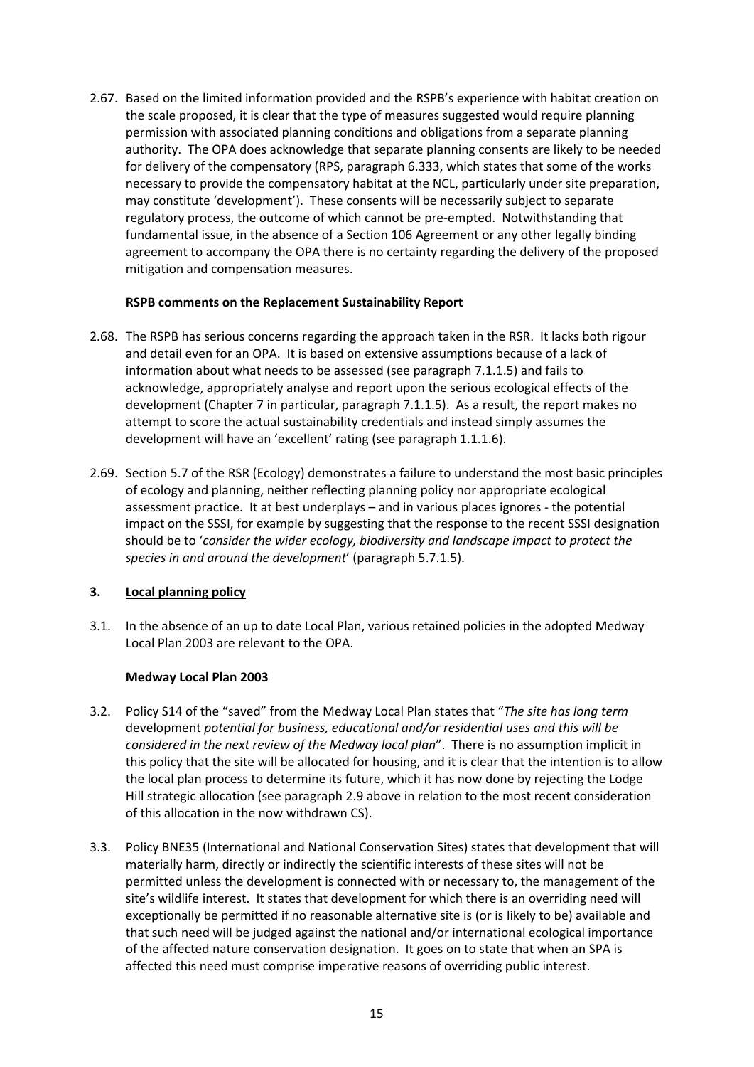2.67. Based on the limited information provided and the RSPB's experience with habitat creation on the scale proposed, it is clear that the type of measures suggested would require planning permission with associated planning conditions and obligations from a separate planning authority. The OPA does acknowledge that separate planning consents are likely to be needed for delivery of the compensatory (RPS, paragraph 6.333, which states that some of the works necessary to provide the compensatory habitat at the NCL, particularly under site preparation, may constitute 'development'). These consents will be necessarily subject to separate regulatory process, the outcome of which cannot be pre-empted. Notwithstanding that fundamental issue, in the absence of a Section 106 Agreement or any other legally binding agreement to accompany the OPA there is no certainty regarding the delivery of the proposed mitigation and compensation measures.

**RSPB comments on the Replacement Sustainability Report**

2.68. The RSPB has serious concerns regarding the approach taken in the RSR. It lacks both rigour and detail even for an OPA. It is based on extensive assumptions because of a lack of information about what needs to be assessed (see paragraph 7.1.1.5) and fails to acknowledge, appropriately analyse and report upon the serious ecological effects of the development (Chapter 7 in particular, paragraph 7.1.1.5). As a result, the report makes no attempt to score the actual sustainability credentials and instead simply assumes the development will have an 'excellent' rating (see paragraph 1.1.1.6).

2.69. Section 5.7 of the RSR (Ecology) demonstrates a failure to understand the most basic principles of ecology and planning, neither reflecting planning policy nor appropriate ecological assessment practice. It at best underplays – and in various places ignores - the potential impact on the SSSI, for example by suggesting that the response to the recent SSSI designation should be to '*consider the wider ecology, biodiversity and landscape impact to protect the species in and around the development*' (paragraph 5.7.1.5).

## 3. <u>Local planning policy</u>

3.1. In the absence of an up to date Local Plan, various retained policies in the adopted Medway Local Plan 2003 are relevant to the OPA.

**Medway Local Plan 2003**

3.2. Policy S14 of the "saved" from the Medway Local Plan states that "*The site has long term* development *potential for business, educational and/or residential uses and this will be considered in the next review of the Medway local plan*". There is no assumption implicit in this policy that the site will be allocated for housing, and it is clear that the intention is to allow the local plan process to determine its future, which it has now done by rejecting the Lodge Hill strategic allocation (see paragraph 2.9 above in relation to the most recent consideration of this allocation in the now withdrawn CS).

3.3. Policy BNE35 (International and National Conservation Sites) states that development that will materially harm, directly or indirectly the scientific interests of these sites will not be permitted unless the development is connected with or necessary to, the management of the site's wildlife interest. It states that development for which there is an overriding need will exceptionally be permitted if no reasonable alternative site is (or is likely to be) available and that such need will be judged against the national and/or international ecological importance of the affected nature conservation designation. It goes on to state that when an SPA is affected this need must comprise imperative reasons of overriding public interest.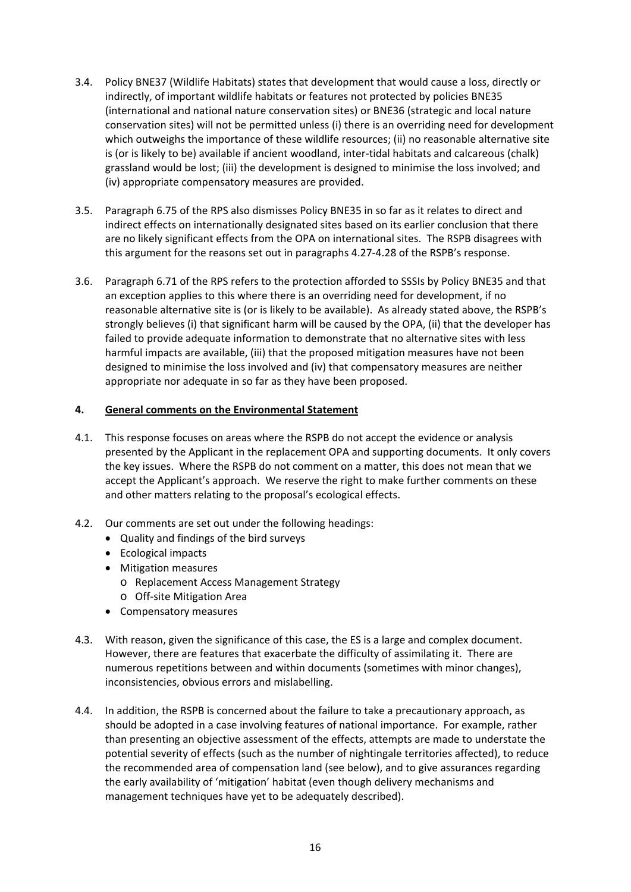3.4. Policy BNE37 (Wildlife Habitats) states that development that would cause a loss, directly or indirectly, of important wildlife habitats or features not protected by policies BNE35 (international and national nature conservation sites) or BNE36 (strategic and local nature conservation sites) will not be permitted unless (i) there is an overriding need for development which outweighs the importance of these wildlife resources; (ii) no reasonable alternative site is (or is likely to be) available if ancient woodland, inter-tidal habitats and calcareous (chalk) grassland would be lost; (iii) the development is designed to minimise the loss involved; and (iv) appropriate compensatory measures are provided.

3.5. Paragraph 6.75 of the RPS also dismisses Policy BNE35 in so far as it relates to direct and indirect effects on internationally designated sites based on its earlier conclusion that there are no likely significant effects from the OPA on international sites. The RSPB disagrees with this argument for the reasons set out in paragraphs 4.27-4.28 of the RSPB's response.

3.6. Paragraph 6.71 of the RPS refers to the protection afforded to SSSIs by Policy BNE35 and that an exception applies to this where there is an overriding need for development, if no reasonable alternative site is (or is likely to be available). As already stated above, the RSPB's strongly believes (i) that significant harm will be caused by the OPA, (ii) that the developer has failed to provide adequate information to demonstrate that no alternative sites with less harmful impacts are available, (iii) that the proposed mitigation measures have not been designed to minimise the loss involved and (iv) that compensatory measures are neither appropriate nor adequate in so far as they have been proposed.

## 4. General comments on the Environmental Statement

4.1. This response focuses on areas where the RSPB do not accept the evidence or analysis presented by the Applicant in the replacement OPA and supporting documents. It only covers the key issues. Where the RSPB do not comment on a matter, this does not mean that we accept the Applicant's approach. We reserve the right to make further comments on these and other matters relating to the proposal's ecological effects.

4.2. Our comments are set out under the following headings:

- Quality and findings of the bird surveys
- Ecological impacts
- Mitigation measures
  - Replacement Access Management Strategy
  - Off-site Mitigation Area
- Compensatory measures

4.3. With reason, given the significance of this case, the ES is a large and complex document. However, there are features that exacerbate the difficulty of assimilating it. There are numerous repetitions between and within documents (sometimes with minor changes), inconsistencies, obvious errors and mislabelling.

4.4. In addition, the RSPB is concerned about the failure to take a precautionary approach, as should be adopted in a case involving features of national importance. For example, rather than presenting an objective assessment of the effects, attempts are made to understate the potential severity of effects (such as the number of nightingale territories affected), to reduce the recommended area of compensation land (see below), and to give assurances regarding the early availability of 'mitigation' habitat (even though delivery mechanisms and management techniques have yet to be adequately described).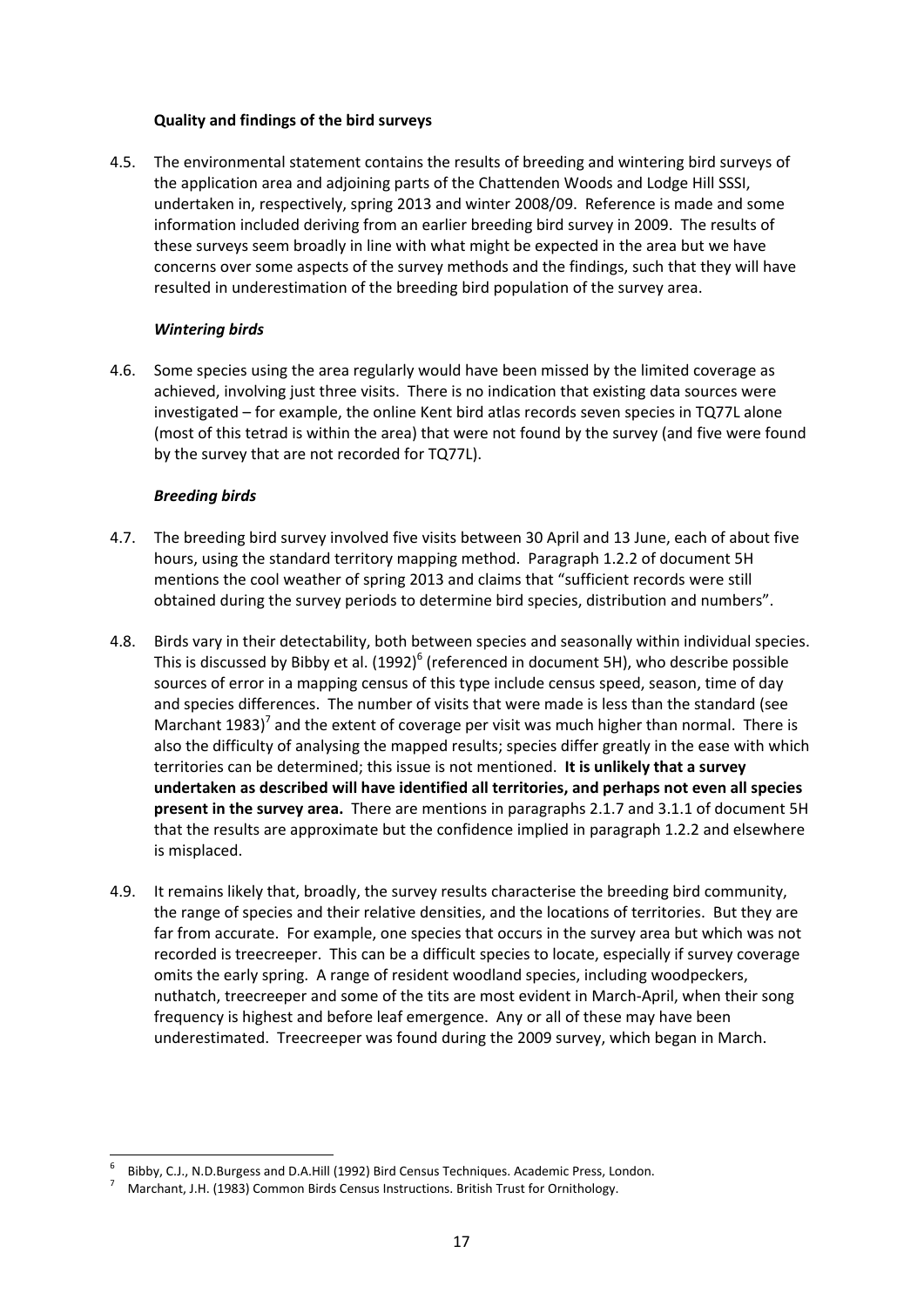### Quality and findings of the bird surveys

4.5. The environmental statement contains the results of breeding and wintering bird surveys of the application area and adjoining parts of the Chattenden Woods and Lodge Hill SSSI, undertaken in, respectively, spring 2013 and winter 2008/09. Reference is made and some information included deriving from an earlier breeding bird survey in 2009. The results of these surveys seem broadly in line with what might be expected in the area but we have concerns over some aspects of the survey methods and the findings, such that they will have resulted in underestimation of the breeding bird population of the survey area.

#### *Wintering birds*

4.6. Some species using the area regularly would have been missed by the limited coverage as achieved, involving just three visits. There is no indication that existing data sources were investigated – for example, the online Kent bird atlas records seven species in TQ77L alone (most of this tetrad is within the area) that were not found by the survey (and five were found by the survey that are not recorded for TQ77L).

#### *Breeding birds*

4.7. The breeding bird survey involved five visits between 30 April and 13 June, each of about five hours, using the standard territory mapping method. Paragraph 1.2.2 of document 5H mentions the cool weather of spring 2013 and claims that "sufficient records were still obtained during the survey periods to determine bird species, distribution and numbers".

4.8. Birds vary in their detectability, both between species and seasonally within individual species. This is discussed by Bibby et al. (1992)[6] (referenced in document 5H), who describe possible sources of error in a mapping census of this type include census speed, season, time of day and species differences. The number of visits that were made is less than the standard (see Marchant 1983)[7] and the extent of coverage per visit was much higher than normal. There is also the difficulty of analysing the mapped results; species differ greatly in the ease with which territories can be determined; this issue is not mentioned. **It is unlikely that a survey undertaken as described will have identified all territories, and perhaps not even all species present in the survey area.** There are mentions in paragraphs 2.1.7 and 3.1.1 of document 5H that the results are approximate but the confidence implied in paragraph 1.2.2 and elsewhere is misplaced.

4.9. It remains likely that, broadly, the survey results characterise the breeding bird community, the range of species and their relative densities, and the locations of territories. But they are far from accurate. For example, one species that occurs in the survey area but which was not recorded is treecreeper. This can be a difficult species to locate, especially if survey coverage omits the early spring. A range of resident woodland species, including woodpeckers, nuthatch, treecreeper and some of the tits are most evident in March-April, when their song frequency is highest and before leaf emergence. Any or all of these may have been underestimated. Treecreeper was found during the 2009 survey, which began in March.

---

[6] Bibby, C.J., N.D.Burgess and D.A.Hill (1992) Bird Census Techniques. Academic Press, London.

[7] Marchant, J.H. (1983) Common Birds Census Instructions. British Trust for Ornithology.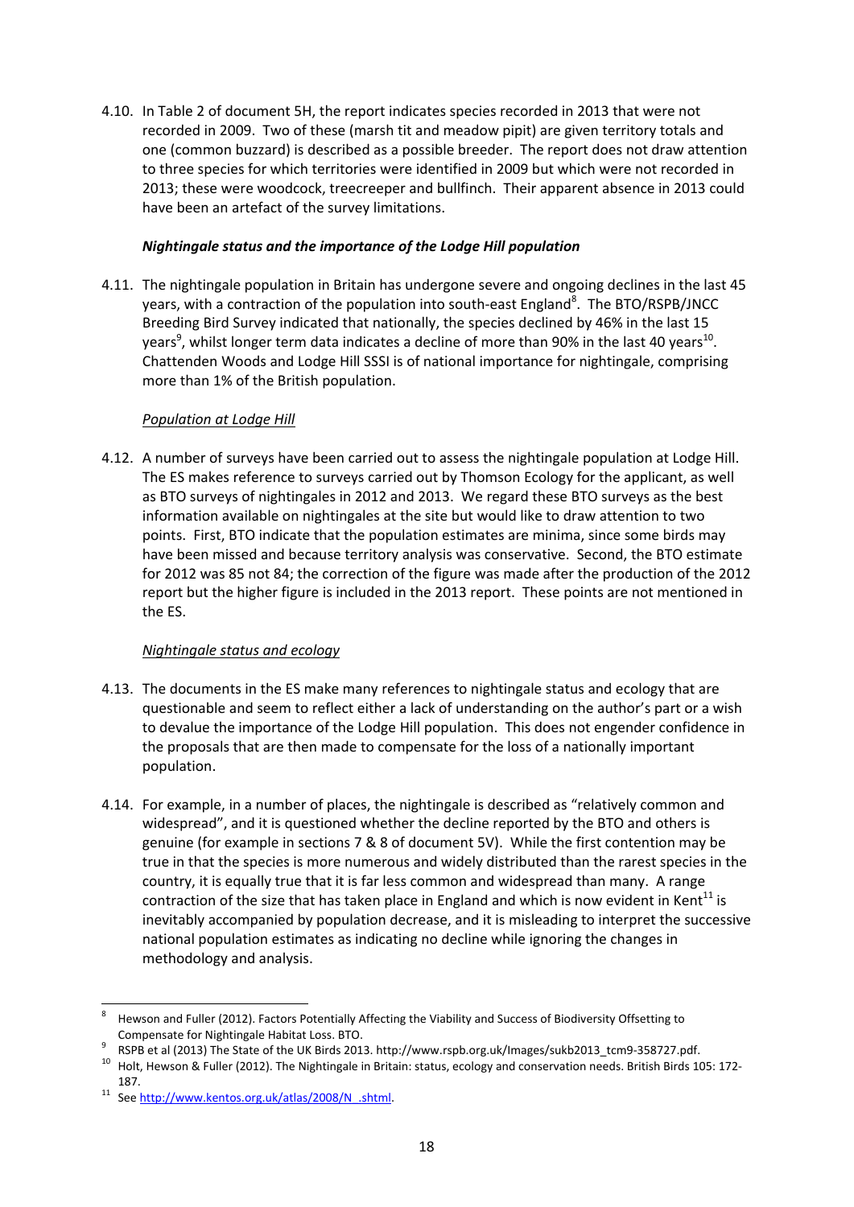4.10. In Table 2 of document 5H, the report indicates species recorded in 2013 that were not recorded in 2009. Two of these (marsh tit and meadow pipit) are given territory totals and one (common buzzard) is described as a possible breeder. The report does not draw attention to three species for which territories were identified in 2009 but which were not recorded in 2013; these were woodcock, treecreeper and bullfinch. Their apparent absence in 2013 could have been an artefact of the survey limitations.

***Nightingale status and the importance of the Lodge Hill population***

4.11. The nightingale population in Britain has undergone severe and ongoing declines in the last 45 years, with a contraction of the population into south-east England[8]. The BTO/RSPB/JNCC Breeding Bird Survey indicated that nationally, the species declined by 46% in the last 15 years[9], whilst longer term data indicates a decline of more than 90% in the last 40 years[10]. Chattenden Woods and Lodge Hill SSSI is of national importance for nightingale, comprising more than 1% of the British population.

*Population at Lodge Hill*

4.12. A number of surveys have been carried out to assess the nightingale population at Lodge Hill. The ES makes reference to surveys carried out by Thomson Ecology for the applicant, as well as BTO surveys of nightingales in 2012 and 2013. We regard these BTO surveys as the best information available on nightingales at the site but would like to draw attention to two points. First, BTO indicate that the population estimates are minima, since some birds may have been missed and because territory analysis was conservative. Second, the BTO estimate for 2012 was 85 not 84; the correction of the figure was made after the production of the 2012 report but the higher figure is included in the 2013 report. These points are not mentioned in the ES.

*Nightingale status and ecology*

4.13. The documents in the ES make many references to nightingale status and ecology that are questionable and seem to reflect either a lack of understanding on the author's part or a wish to devalue the importance of the Lodge Hill population. This does not engender confidence in the proposals that are then made to compensate for the loss of a nationally important population.

4.14. For example, in a number of places, the nightingale is described as "relatively common and widespread", and it is questioned whether the decline reported by the BTO and others is genuine (for example in sections 7 & 8 of document 5V). While the first contention may be true in that the species is more numerous and widely distributed than the rarest species in the country, it is equally true that it is far less common and widespread than many. A range contraction of the size that has taken place in England and which is now evident in Kent[11] is inevitably accompanied by population decrease, and it is misleading to interpret the successive national population estimates as indicating no decline while ignoring the changes in methodology and analysis.

---

[8] Hewson and Fuller (2012). Factors Potentially Affecting the Viability and Success of Biodiversity Offsetting to Compensate for Nightingale Habitat Loss. BTO.

[9] RSPB et al (2013) The State of the UK Birds 2013. http://www.rspb.org.uk/Images/sukb2013_tcm9-358727.pdf.

[10] Holt, Hewson & Fuller (2012). The Nightingale in Britain: status, ecology and conservation needs. British Birds 105: 172-187.

[11] See http://www.kentos.org.uk/atlas/2008/N_.shtml.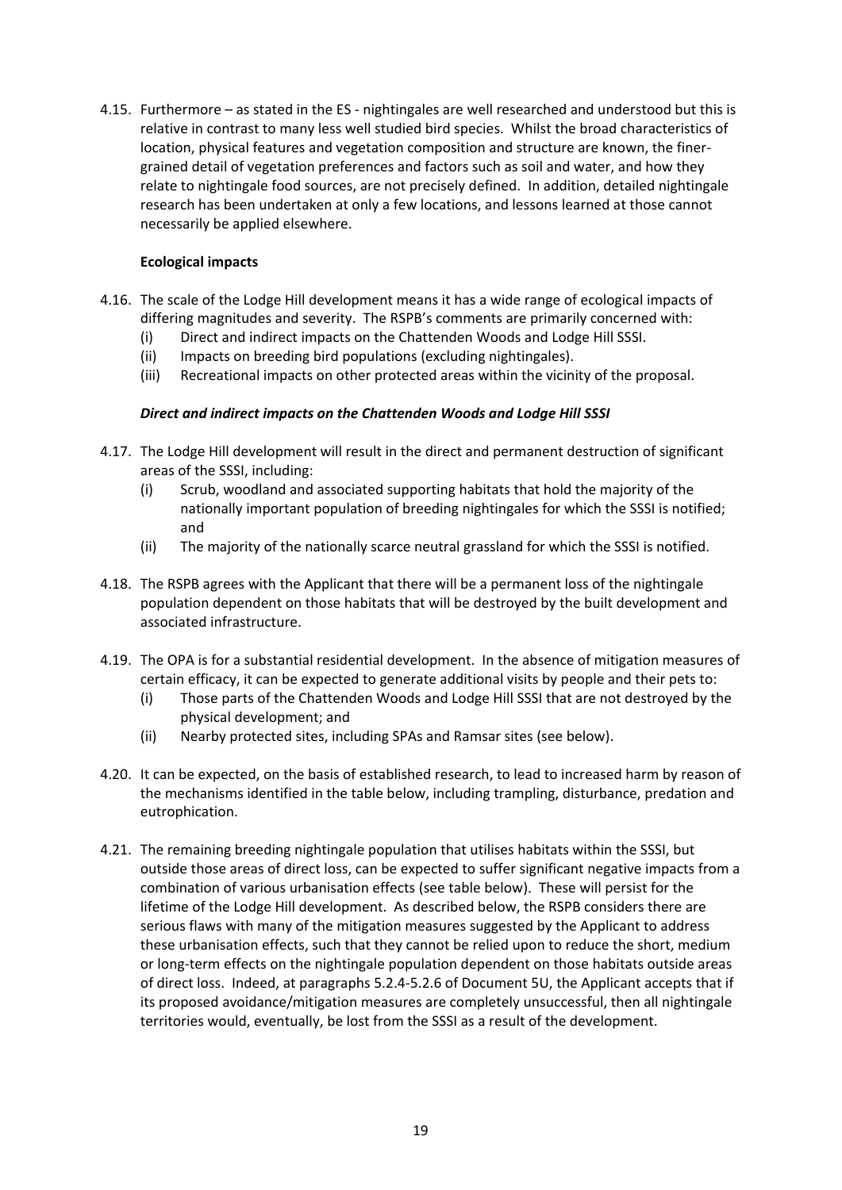4.15. Furthermore – as stated in the ES - nightingales are well researched and understood but this is relative in contrast to many less well studied bird species. Whilst the broad characteristics of location, physical features and vegetation composition and structure are known, the finer-grained detail of vegetation preferences and factors such as soil and water, and how they relate to nightingale food sources, are not precisely defined. In addition, detailed nightingale research has been undertaken at only a few locations, and lessons learned at those cannot necessarily be applied elsewhere.

**Ecological impacts**

4.16. The scale of the Lodge Hill development means it has a wide range of ecological impacts of differing magnitudes and severity. The RSPB's comments are primarily concerned with:

(i) Direct and indirect impacts on the Chattenden Woods and Lodge Hill SSSI.
(ii) Impacts on breeding bird populations (excluding nightingales).
(iii) Recreational impacts on other protected areas within the vicinity of the proposal.

***Direct and indirect impacts on the Chattenden Woods and Lodge Hill SSSI***

4.17. The Lodge Hill development will result in the direct and permanent destruction of significant areas of the SSSI, including:

(i) Scrub, woodland and associated supporting habitats that hold the majority of the nationally important population of breeding nightingales for which the SSSI is notified; and
(ii) The majority of the nationally scarce neutral grassland for which the SSSI is notified.

4.18. The RSPB agrees with the Applicant that there will be a permanent loss of the nightingale population dependent on those habitats that will be destroyed by the built development and associated infrastructure.

4.19. The OPA is for a substantial residential development. In the absence of mitigation measures of certain efficacy, it can be expected to generate additional visits by people and their pets to:

(i) Those parts of the Chattenden Woods and Lodge Hill SSSI that are not destroyed by the physical development; and
(ii) Nearby protected sites, including SPAs and Ramsar sites (see below).

4.20. It can be expected, on the basis of established research, to lead to increased harm by reason of the mechanisms identified in the table below, including trampling, disturbance, predation and eutrophication.

4.21. The remaining breeding nightingale population that utilises habitats within the SSSI, but outside those areas of direct loss, can be expected to suffer significant negative impacts from a combination of various urbanisation effects (see table below). These will persist for the lifetime of the Lodge Hill development. As described below, the RSPB considers there are serious flaws with many of the mitigation measures suggested by the Applicant to address these urbanisation effects, such that they cannot be relied upon to reduce the short, medium or long-term effects on the nightingale population dependent on those habitats outside areas of direct loss. Indeed, at paragraphs 5.2.4-5.2.6 of Document 5U, the Applicant accepts that if its proposed avoidance/mitigation measures are completely unsuccessful, then all nightingale territories would, eventually, be lost from the SSSI as a result of the development.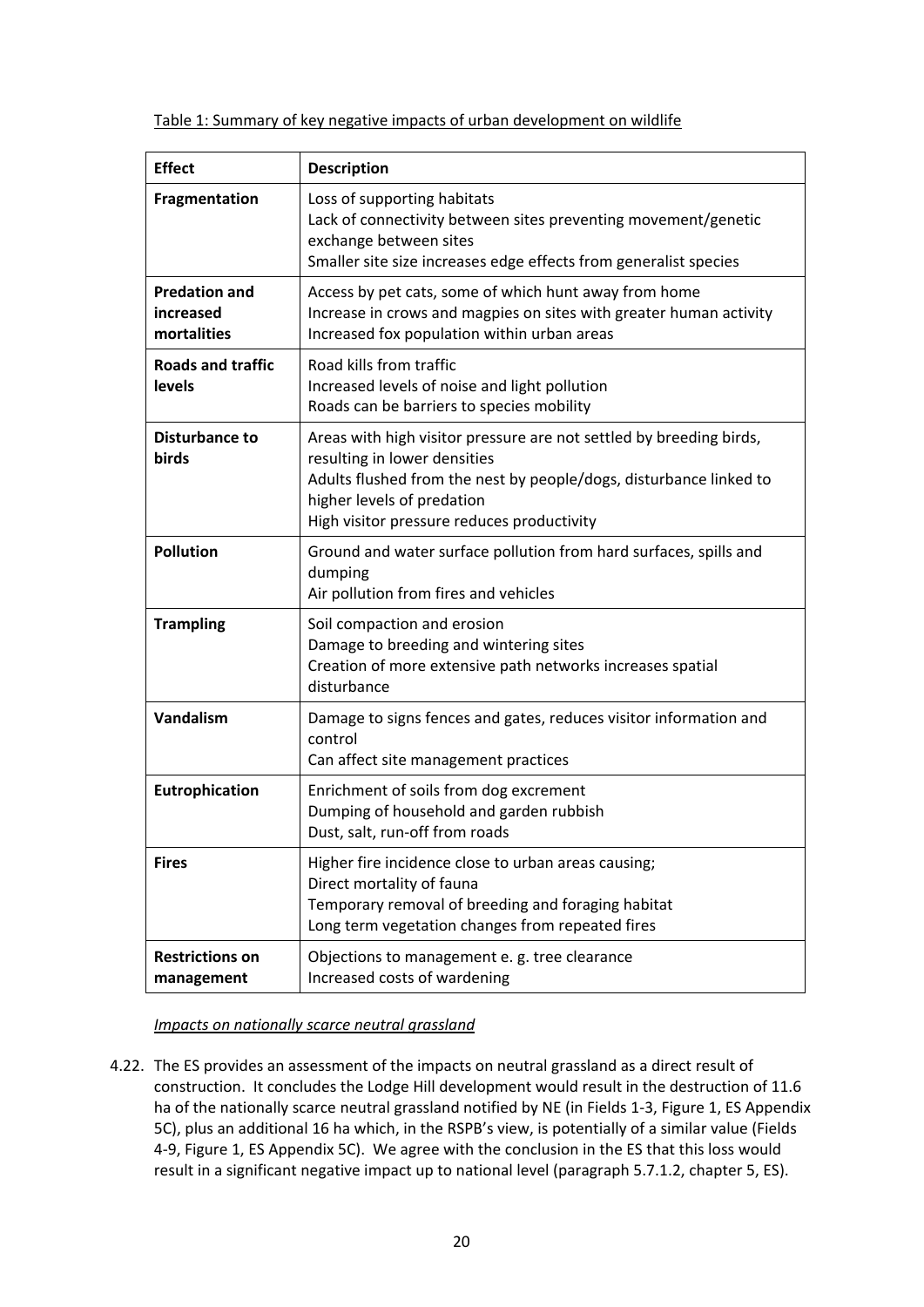<u>Table 1: Summary of key negative impacts of urban development on wildlife</u>

| Effect | Description |
|---|---|
| **Fragmentation** | Loss of supporting habitats<br>Lack of connectivity between sites preventing movement/genetic exchange between sites<br>Smaller site size increases edge effects from generalist species |
| **Predation and increased mortalities** | Access by pet cats, some of which hunt away from home<br>Increase in crows and magpies on sites with greater human activity<br>Increased fox population within urban areas |
| **Roads and traffic levels** | Road kills from traffic<br>Increased levels of noise and light pollution<br>Roads can be barriers to species mobility |
| **Disturbance to birds** | Areas with high visitor pressure are not settled by breeding birds, resulting in lower densities<br>Adults flushed from the nest by people/dogs, disturbance linked to higher levels of predation<br>High visitor pressure reduces productivity |
| **Pollution** | Ground and water surface pollution from hard surfaces, spills and dumping<br>Air pollution from fires and vehicles |
| **Trampling** | Soil compaction and erosion<br>Damage to breeding and wintering sites<br>Creation of more extensive path networks increases spatial disturbance |
| **Vandalism** | Damage to signs fences and gates, reduces visitor information and control<br>Can affect site management practices |
| **Eutrophication** | Enrichment of soils from dog excrement<br>Dumping of household and garden rubbish<br>Dust, salt, run-off from roads |
| **Fires** | Higher fire incidence close to urban areas causing;<br>Direct mortality of fauna<br>Temporary removal of breeding and foraging habitat<br>Long term vegetation changes from repeated fires |
| **Restrictions on management** | Objections to management e. g. tree clearance<br>Increased costs of wardening |

*<u>Impacts on nationally scarce neutral grassland</u>*

4.22. The ES provides an assessment of the impacts on neutral grassland as a direct result of construction. It concludes the Lodge Hill development would result in the destruction of 11.6 ha of the nationally scarce neutral grassland notified by NE (in Fields 1-3, Figure 1, ES Appendix 5C), plus an additional 16 ha which, in the RSPB's view, is potentially of a similar value (Fields 4-9, Figure 1, ES Appendix 5C). We agree with the conclusion in the ES that this loss would result in a significant negative impact up to national level (paragraph 5.7.1.2, chapter 5, ES).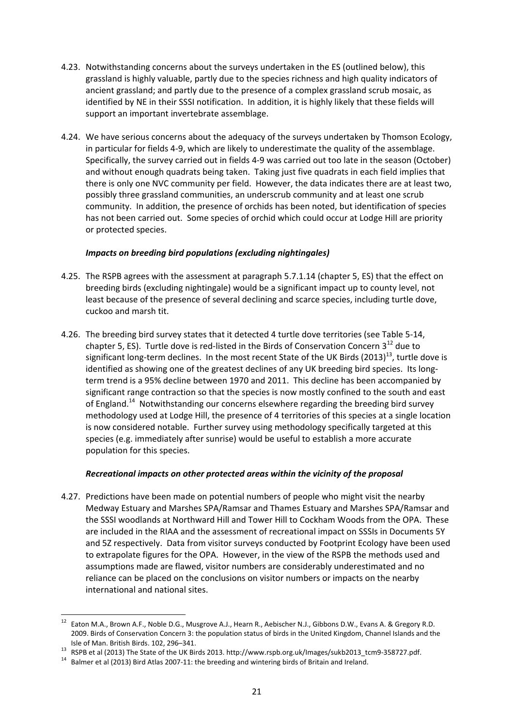4.23. Notwithstanding concerns about the surveys undertaken in the ES (outlined below), this grassland is highly valuable, partly due to the species richness and high quality indicators of ancient grassland; and partly due to the presence of a complex grassland scrub mosaic, as identified by NE in their SSSI notification. In addition, it is highly likely that these fields will support an important invertebrate assemblage.

4.24. We have serious concerns about the adequacy of the surveys undertaken by Thomson Ecology, in particular for fields 4-9, which are likely to underestimate the quality of the assemblage. Specifically, the survey carried out in fields 4-9 was carried out too late in the season (October) and without enough quadrats being taken. Taking just five quadrats in each field implies that there is only one NVC community per field. However, the data indicates there are at least two, possibly three grassland communities, an underscrub community and at least one scrub community. In addition, the presence of orchids has been noted, but identification of species has not been carried out. Some species of orchid which could occur at Lodge Hill are priority or protected species.

***Impacts on breeding bird populations (excluding nightingales)***

4.25. The RSPB agrees with the assessment at paragraph 5.7.1.14 (chapter 5, ES) that the effect on breeding birds (excluding nightingale) would be a significant impact up to county level, not least because of the presence of several declining and scarce species, including turtle dove, cuckoo and marsh tit.

4.26. The breeding bird survey states that it detected 4 turtle dove territories (see Table 5-14, chapter 5, ES). Turtle dove is red-listed in the Birds of Conservation Concern 3[12] due to significant long-term declines. In the most recent State of the UK Birds (2013)[13], turtle dove is identified as showing one of the greatest declines of any UK breeding bird species. Its long-term trend is a 95% decline between 1970 and 2011. This decline has been accompanied by significant range contraction so that the species is now mostly confined to the south and east of England.[14] Notwithstanding our concerns elsewhere regarding the breeding bird survey methodology used at Lodge Hill, the presence of 4 territories of this species at a single location is now considered notable. Further survey using methodology specifically targeted at this species (e.g. immediately after sunrise) would be useful to establish a more accurate population for this species.

***Recreational impacts on other protected areas within the vicinity of the proposal***

4.27. Predictions have been made on potential numbers of people who might visit the nearby Medway Estuary and Marshes SPA/Ramsar and Thames Estuary and Marshes SPA/Ramsar and the SSSI woodlands at Northward Hill and Tower Hill to Cockham Woods from the OPA. These are included in the RIAA and the assessment of recreational impact on SSSIs in Documents 5Y and 5Z respectively. Data from visitor surveys conducted by Footprint Ecology have been used to extrapolate figures for the OPA. However, in the view of the RSPB the methods used and assumptions made are flawed, visitor numbers are considerably underestimated and no reliance can be placed on the conclusions on visitor numbers or impacts on the nearby international and national sites.

---

[12] Eaton M.A., Brown A.F., Noble D.G., Musgrove A.J., Hearn R., Aebischer N.J., Gibbons D.W., Evans A. & Gregory R.D. 2009. Birds of Conservation Concern 3: the population status of birds in the United Kingdom, Channel Islands and the Isle of Man. British Birds. 102, 296–341.

[13] RSPB et al (2013) The State of the UK Birds 2013. http://www.rspb.org.uk/Images/sukb2013_tcm9-358727.pdf.

[14] Balmer et al (2013) Bird Atlas 2007-11: the breeding and wintering birds of Britain and Ireland.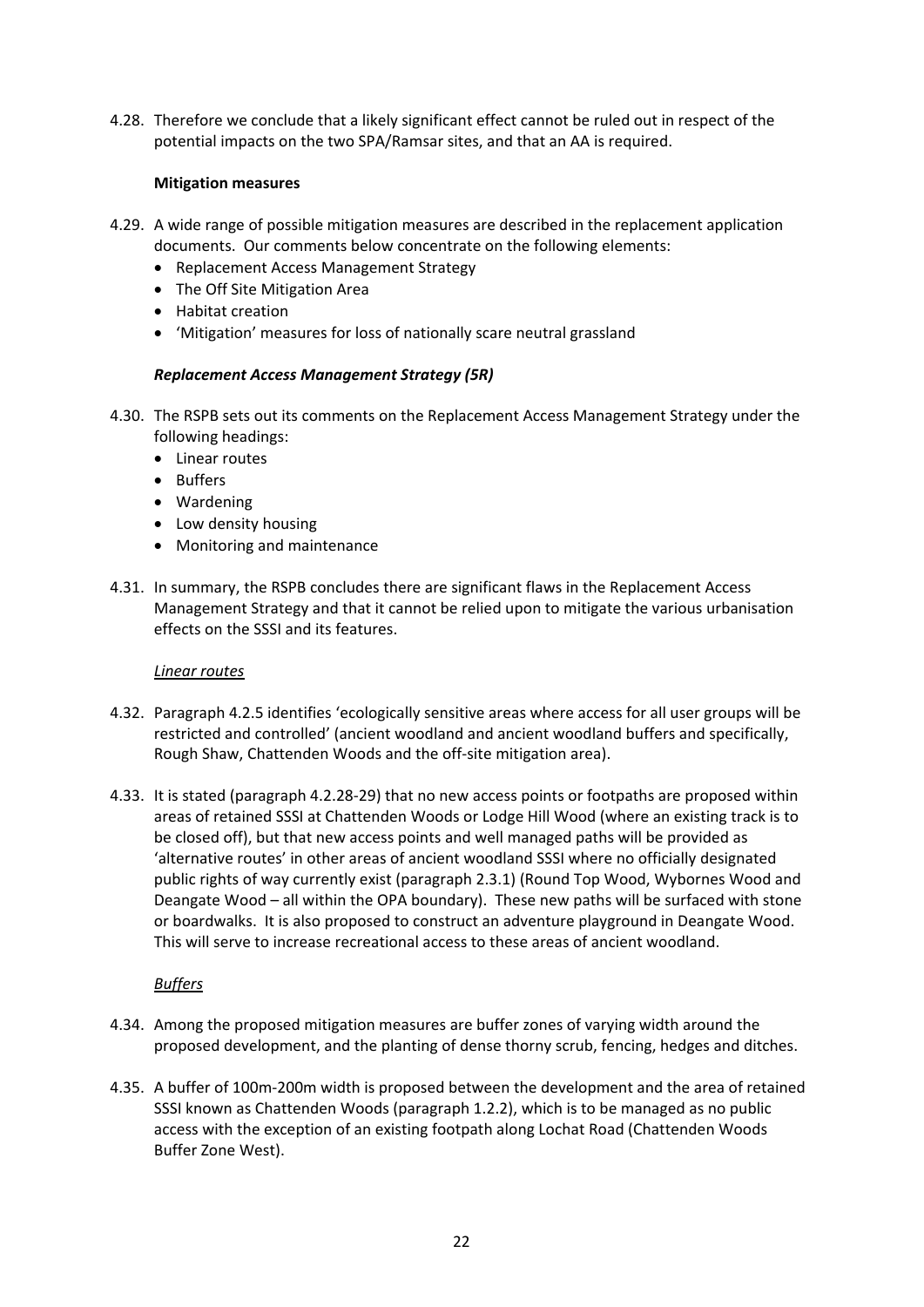4.28. Therefore we conclude that a likely significant effect cannot be ruled out in respect of the potential impacts on the two SPA/Ramsar sites, and that an AA is required.

**Mitigation measures**

4.29. A wide range of possible mitigation measures are described in the replacement application documents. Our comments below concentrate on the following elements:

- Replacement Access Management Strategy
- The Off Site Mitigation Area
- Habitat creation
- 'Mitigation' measures for loss of nationally scare neutral grassland

***Replacement Access Management Strategy (5R)***

4.30. The RSPB sets out its comments on the Replacement Access Management Strategy under the following headings:

- Linear routes
- Buffers
- Wardening
- Low density housing
- Monitoring and maintenance

4.31. In summary, the RSPB concludes there are significant flaws in the Replacement Access Management Strategy and that it cannot be relied upon to mitigate the various urbanisation effects on the SSSI and its features.

*Linear routes*

4.32. Paragraph 4.2.5 identifies 'ecologically sensitive areas where access for all user groups will be restricted and controlled' (ancient woodland and ancient woodland buffers and specifically, Rough Shaw, Chattenden Woods and the off-site mitigation area).

4.33. It is stated (paragraph 4.2.28-29) that no new access points or footpaths are proposed within areas of retained SSSI at Chattenden Woods or Lodge Hill Wood (where an existing track is to be closed off), but that new access points and well managed paths will be provided as 'alternative routes' in other areas of ancient woodland SSSI where no officially designated public rights of way currently exist (paragraph 2.3.1) (Round Top Wood, Wybornes Wood and Deangate Wood – all within the OPA boundary). These new paths will be surfaced with stone or boardwalks. It is also proposed to construct an adventure playground in Deangate Wood. This will serve to increase recreational access to these areas of ancient woodland.

*Buffers*

4.34. Among the proposed mitigation measures are buffer zones of varying width around the proposed development, and the planting of dense thorny scrub, fencing, hedges and ditches.

4.35. A buffer of 100m-200m width is proposed between the development and the area of retained SSSI known as Chattenden Woods (paragraph 1.2.2), which is to be managed as no public access with the exception of an existing footpath along Lochat Road (Chattenden Woods Buffer Zone West).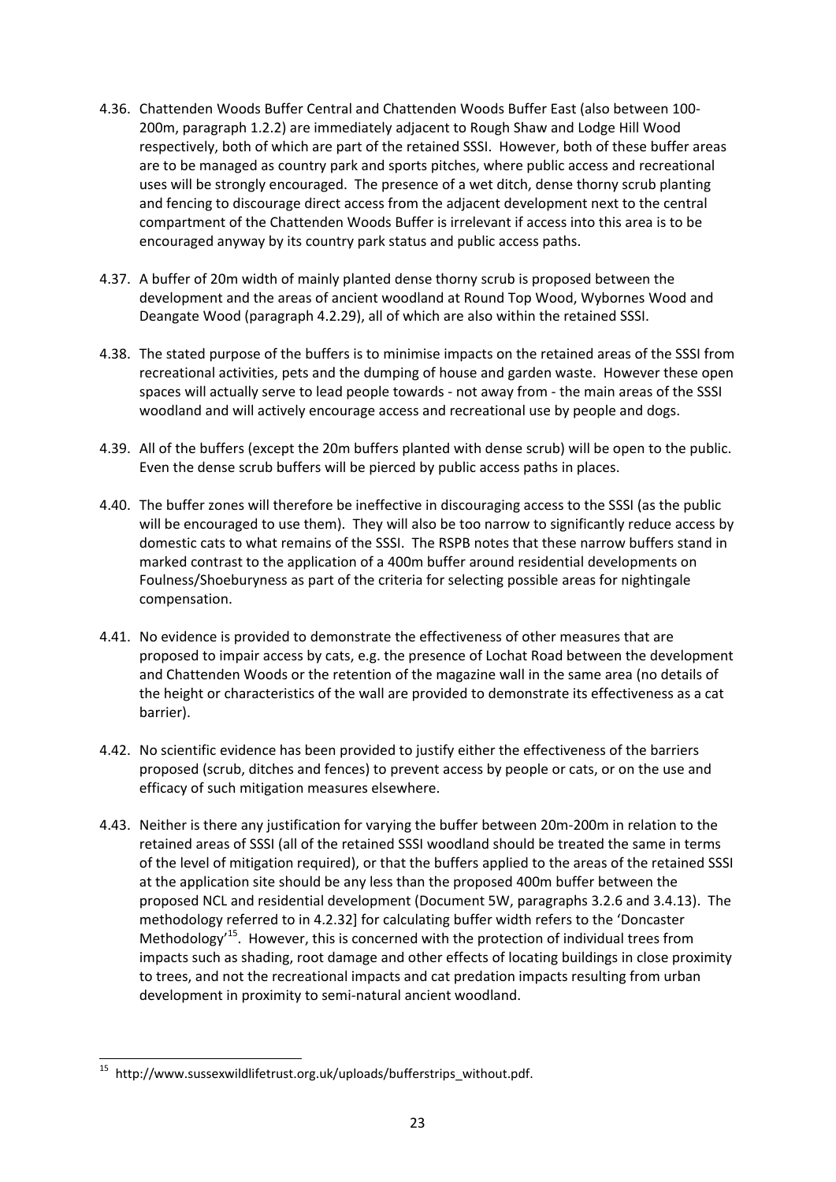4.36. Chattenden Woods Buffer Central and Chattenden Woods Buffer East (also between 100-200m, paragraph 1.2.2) are immediately adjacent to Rough Shaw and Lodge Hill Wood respectively, both of which are part of the retained SSSI. However, both of these buffer areas are to be managed as country park and sports pitches, where public access and recreational uses will be strongly encouraged. The presence of a wet ditch, dense thorny scrub planting and fencing to discourage direct access from the adjacent development next to the central compartment of the Chattenden Woods Buffer is irrelevant if access into this area is to be encouraged anyway by its country park status and public access paths.

4.37. A buffer of 20m width of mainly planted dense thorny scrub is proposed between the development and the areas of ancient woodland at Round Top Wood, Wybornes Wood and Deangate Wood (paragraph 4.2.29), all of which are also within the retained SSSI.

4.38. The stated purpose of the buffers is to minimise impacts on the retained areas of the SSSI from recreational activities, pets and the dumping of house and garden waste. However these open spaces will actually serve to lead people towards - not away from - the main areas of the SSSI woodland and will actively encourage access and recreational use by people and dogs.

4.39. All of the buffers (except the 20m buffers planted with dense scrub) will be open to the public. Even the dense scrub buffers will be pierced by public access paths in places.

4.40. The buffer zones will therefore be ineffective in discouraging access to the SSSI (as the public will be encouraged to use them). They will also be too narrow to significantly reduce access by domestic cats to what remains of the SSSI. The RSPB notes that these narrow buffers stand in marked contrast to the application of a 400m buffer around residential developments on Foulness/Shoeburyness as part of the criteria for selecting possible areas for nightingale compensation.

4.41. No evidence is provided to demonstrate the effectiveness of other measures that are proposed to impair access by cats, e.g. the presence of Lochat Road between the development and Chattenden Woods or the retention of the magazine wall in the same area (no details of the height or characteristics of the wall are provided to demonstrate its effectiveness as a cat barrier).

4.42. No scientific evidence has been provided to justify either the effectiveness of the barriers proposed (scrub, ditches and fences) to prevent access by people or cats, or on the use and efficacy of such mitigation measures elsewhere.

4.43. Neither is there any justification for varying the buffer between 20m-200m in relation to the retained areas of SSSI (all of the retained SSSI woodland should be treated the same in terms of the level of mitigation required), or that the buffers applied to the areas of the retained SSSI at the application site should be any less than the proposed 400m buffer between the proposed NCL and residential development (Document 5W, paragraphs 3.2.6 and 3.4.13). The methodology referred to in 4.2.32] for calculating buffer width refers to the 'Doncaster Methodology'[15]. However, this is concerned with the protection of individual trees from impacts such as shading, root damage and other effects of locating buildings in close proximity to trees, and not the recreational impacts and cat predation impacts resulting from urban development in proximity to semi-natural ancient woodland.

---

[15] http://www.sussexwildlifetrust.org.uk/uploads/bufferstrips_without.pdf.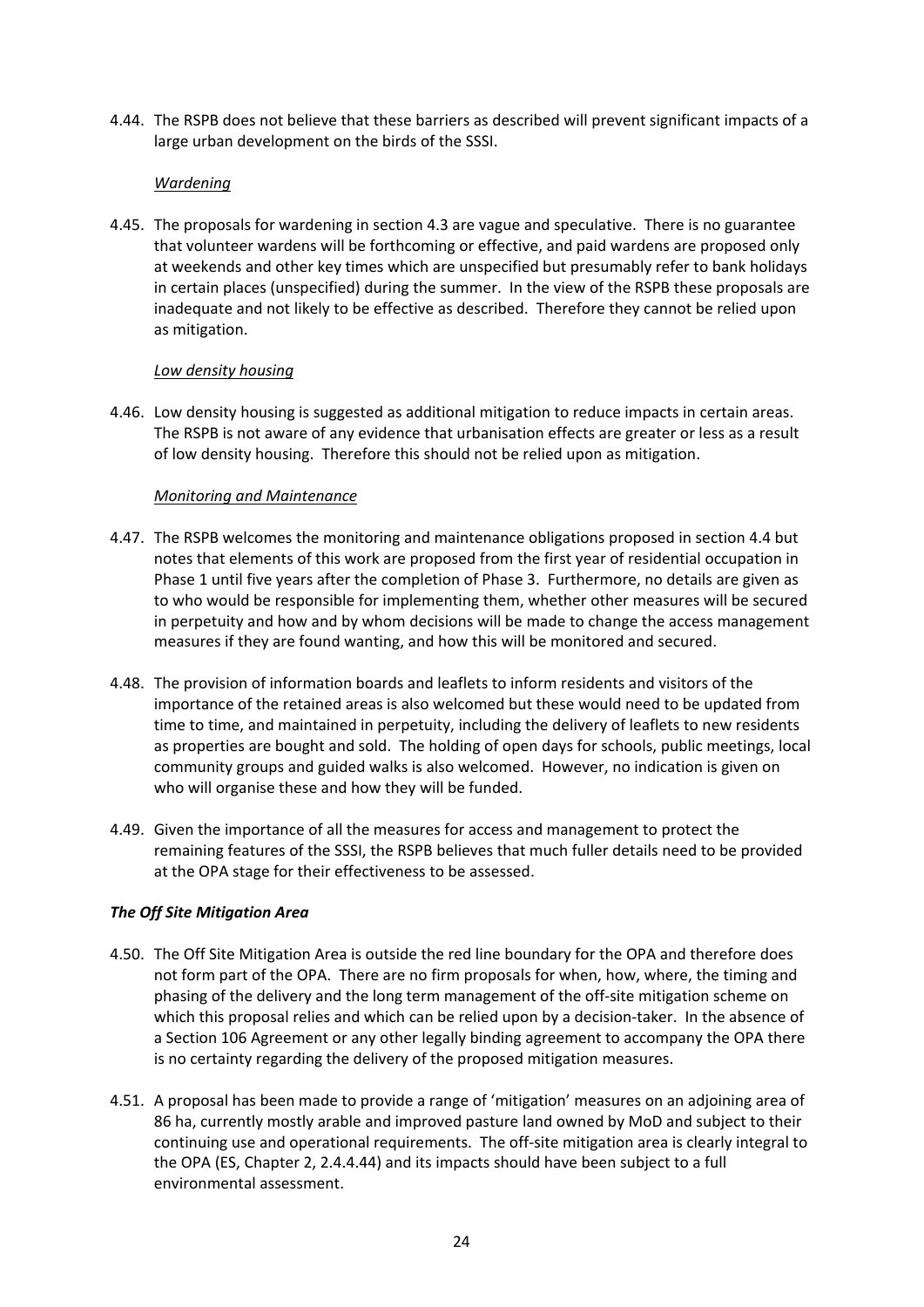4.44. The RSPB does not believe that these barriers as described will prevent significant impacts of a large urban development on the birds of the SSSI.

*Wardening*

4.45. The proposals for wardening in section 4.3 are vague and speculative. There is no guarantee that volunteer wardens will be forthcoming or effective, and paid wardens are proposed only at weekends and other key times which are unspecified but presumably refer to bank holidays in certain places (unspecified) during the summer. In the view of the RSPB these proposals are inadequate and not likely to be effective as described. Therefore they cannot be relied upon as mitigation.

*Low density housing*

4.46. Low density housing is suggested as additional mitigation to reduce impacts in certain areas. The RSPB is not aware of any evidence that urbanisation effects are greater or less as a result of low density housing. Therefore this should not be relied upon as mitigation.

*Monitoring and Maintenance*

4.47. The RSPB welcomes the monitoring and maintenance obligations proposed in section 4.4 but notes that elements of this work are proposed from the first year of residential occupation in Phase 1 until five years after the completion of Phase 3. Furthermore, no details are given as to who would be responsible for implementing them, whether other measures will be secured in perpetuity and how and by whom decisions will be made to change the access management measures if they are found wanting, and how this will be monitored and secured.

4.48. The provision of information boards and leaflets to inform residents and visitors of the importance of the retained areas is also welcomed but these would need to be updated from time to time, and maintained in perpetuity, including the delivery of leaflets to new residents as properties are bought and sold. The holding of open days for schools, public meetings, local community groups and guided walks is also welcomed. However, no indication is given on who will organise these and how they will be funded.

4.49. Given the importance of all the measures for access and management to protect the remaining features of the SSSI, the RSPB believes that much fuller details need to be provided at the OPA stage for their effectiveness to be assessed.

***The Off Site Mitigation Area***

4.50. The Off Site Mitigation Area is outside the red line boundary for the OPA and therefore does not form part of the OPA. There are no firm proposals for when, how, where, the timing and phasing of the delivery and the long term management of the off-site mitigation scheme on which this proposal relies and which can be relied upon by a decision-taker. In the absence of a Section 106 Agreement or any other legally binding agreement to accompany the OPA there is no certainty regarding the delivery of the proposed mitigation measures.

4.51. A proposal has been made to provide a range of 'mitigation' measures on an adjoining area of 86 ha, currently mostly arable and improved pasture land owned by MoD and subject to their continuing use and operational requirements. The off-site mitigation area is clearly integral to the OPA (ES, Chapter 2, 2.4.4.44) and its impacts should have been subject to a full environmental assessment.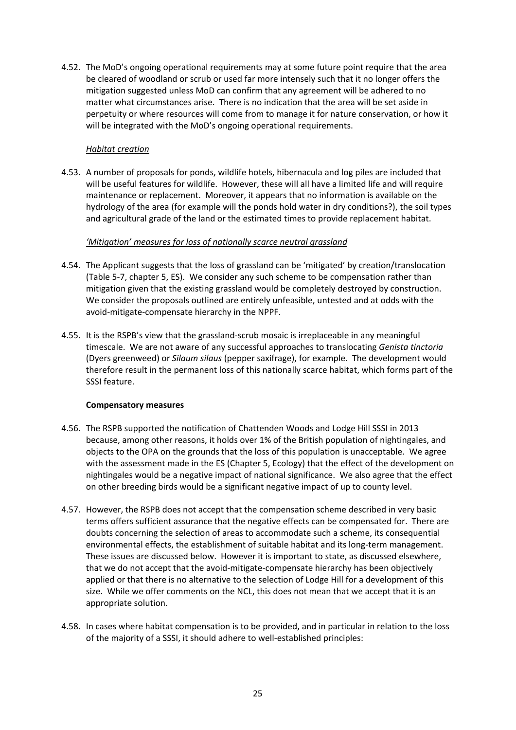4.52. The MoD's ongoing operational requirements may at some future point require that the area be cleared of woodland or scrub or used far more intensely such that it no longer offers the mitigation suggested unless MoD can confirm that any agreement will be adhered to no matter what circumstances arise. There is no indication that the area will be set aside in perpetuity or where resources will come from to manage it for nature conservation, or how it will be integrated with the MoD's ongoing operational requirements.

*Habitat creation*

4.53. A number of proposals for ponds, wildlife hotels, hibernacula and log piles are included that will be useful features for wildlife. However, these will all have a limited life and will require maintenance or replacement. Moreover, it appears that no information is available on the hydrology of the area (for example will the ponds hold water in dry conditions?), the soil types and agricultural grade of the land or the estimated times to provide replacement habitat.

*'Mitigation' measures for loss of nationally scarce neutral grassland*

4.54. The Applicant suggests that the loss of grassland can be 'mitigated' by creation/translocation (Table 5-7, chapter 5, ES). We consider any such scheme to be compensation rather than mitigation given that the existing grassland would be completely destroyed by construction. We consider the proposals outlined are entirely unfeasible, untested and at odds with the avoid-mitigate-compensate hierarchy in the NPPF.

4.55. It is the RSPB's view that the grassland-scrub mosaic is irreplaceable in any meaningful timescale. We are not aware of any successful approaches to translocating *Genista tinctoria* (Dyers greenweed) or *Silaum silaus* (pepper saxifrage), for example. The development would therefore result in the permanent loss of this nationally scarce habitat, which forms part of the SSSI feature.

**Compensatory measures**

4.56. The RSPB supported the notification of Chattenden Woods and Lodge Hill SSSI in 2013 because, among other reasons, it holds over 1% of the British population of nightingales, and objects to the OPA on the grounds that the loss of this population is unacceptable. We agree with the assessment made in the ES (Chapter 5, Ecology) that the effect of the development on nightingales would be a negative impact of national significance. We also agree that the effect on other breeding birds would be a significant negative impact of up to county level.

4.57. However, the RSPB does not accept that the compensation scheme described in very basic terms offers sufficient assurance that the negative effects can be compensated for. There are doubts concerning the selection of areas to accommodate such a scheme, its consequential environmental effects, the establishment of suitable habitat and its long-term management. These issues are discussed below. However it is important to state, as discussed elsewhere, that we do not accept that the avoid-mitigate-compensate hierarchy has been objectively applied or that there is no alternative to the selection of Lodge Hill for a development of this size. While we offer comments on the NCL, this does not mean that we accept that it is an appropriate solution.

4.58. In cases where habitat compensation is to be provided, and in particular in relation to the loss of the majority of a SSSI, it should adhere to well-established principles: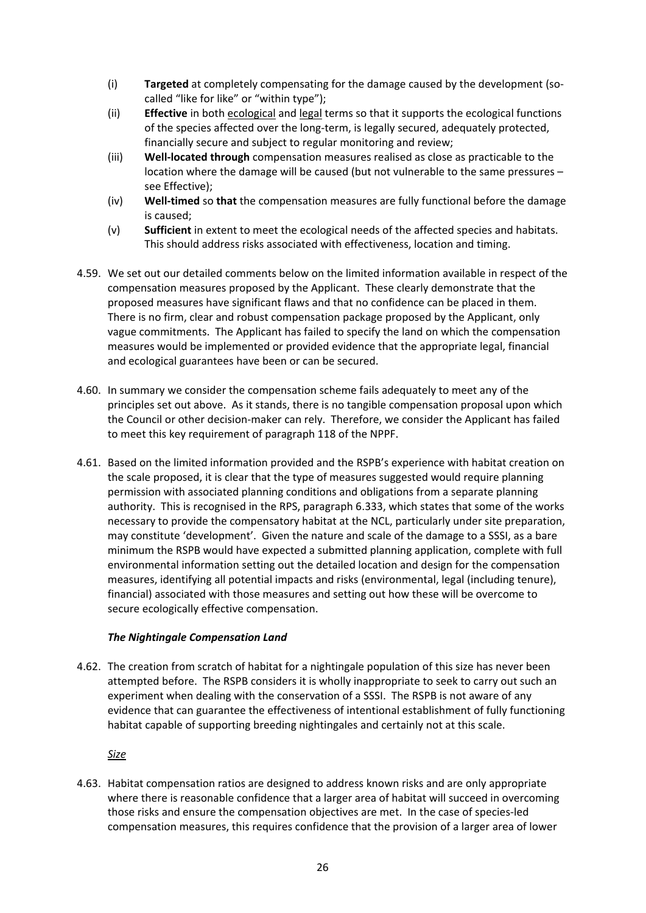(i) **Targeted** at completely compensating for the damage caused by the development (so-called "like for like" or "within type");

(ii) **Effective** in both ecological and legal terms so that it supports the ecological functions of the species affected over the long-term, is legally secured, adequately protected, financially secure and subject to regular monitoring and review;

(iii) **Well-located through** compensation measures realised as close as practicable to the location where the damage will be caused (but not vulnerable to the same pressures – see Effective);

(iv) **Well-timed** so **that** the compensation measures are fully functional before the damage is caused;

(v) **Sufficient** in extent to meet the ecological needs of the affected species and habitats. This should address risks associated with effectiveness, location and timing.

4.59. We set out our detailed comments below on the limited information available in respect of the compensation measures proposed by the Applicant. These clearly demonstrate that the proposed measures have significant flaws and that no confidence can be placed in them. There is no firm, clear and robust compensation package proposed by the Applicant, only vague commitments. The Applicant has failed to specify the land on which the compensation measures would be implemented or provided evidence that the appropriate legal, financial and ecological guarantees have been or can be secured.

4.60. In summary we consider the compensation scheme fails adequately to meet any of the principles set out above. As it stands, there is no tangible compensation proposal upon which the Council or other decision-maker can rely. Therefore, we consider the Applicant has failed to meet this key requirement of paragraph 118 of the NPPF.

4.61. Based on the limited information provided and the RSPB's experience with habitat creation on the scale proposed, it is clear that the type of measures suggested would require planning permission with associated planning conditions and obligations from a separate planning authority. This is recognised in the RPS, paragraph 6.333, which states that some of the works necessary to provide the compensatory habitat at the NCL, particularly under site preparation, may constitute 'development'. Given the nature and scale of the damage to a SSSI, as a bare minimum the RSPB would have expected a submitted planning application, complete with full environmental information setting out the detailed location and design for the compensation measures, identifying all potential impacts and risks (environmental, legal (including tenure), financial) associated with those measures and setting out how these will be overcome to secure ecologically effective compensation.

***The Nightingale Compensation Land***

4.62. The creation from scratch of habitat for a nightingale population of this size has never been attempted before. The RSPB considers it is wholly inappropriate to seek to carry out such an experiment when dealing with the conservation of a SSSI. The RSPB is not aware of any evidence that can guarantee the effectiveness of intentional establishment of fully functioning habitat capable of supporting breeding nightingales and certainly not at this scale.

*Size*

4.63. Habitat compensation ratios are designed to address known risks and are only appropriate where there is reasonable confidence that a larger area of habitat will succeed in overcoming those risks and ensure the compensation objectives are met. In the case of species-led compensation measures, this requires confidence that the provision of a larger area of lower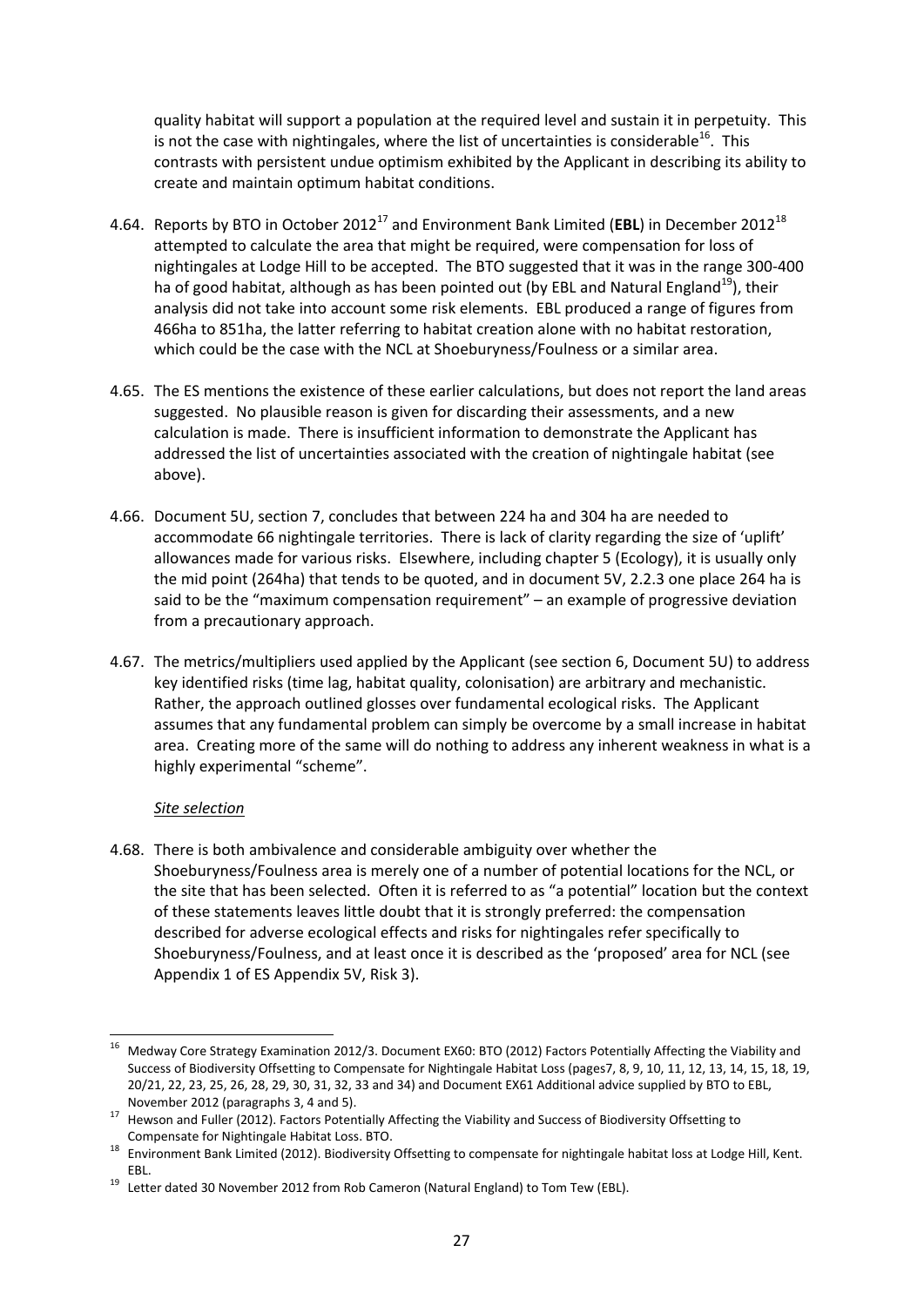quality habitat will support a population at the required level and sustain it in perpetuity. This is not the case with nightingales, where the list of uncertainties is considerable[16]. This contrasts with persistent undue optimism exhibited by the Applicant in describing its ability to create and maintain optimum habitat conditions.

4.64. Reports by BTO in October 2012[17] and Environment Bank Limited (**EBL**) in December 2012[18] attempted to calculate the area that might be required, were compensation for loss of nightingales at Lodge Hill to be accepted. The BTO suggested that it was in the range 300-400 ha of good habitat, although as has been pointed out (by EBL and Natural England[19]), their analysis did not take into account some risk elements. EBL produced a range of figures from 466ha to 851ha, the latter referring to habitat creation alone with no habitat restoration, which could be the case with the NCL at Shoeburyness/Foulness or a similar area.

4.65. The ES mentions the existence of these earlier calculations, but does not report the land areas suggested. No plausible reason is given for discarding their assessments, and a new calculation is made. There is insufficient information to demonstrate the Applicant has addressed the list of uncertainties associated with the creation of nightingale habitat (see above).

4.66. Document 5U, section 7, concludes that between 224 ha and 304 ha are needed to accommodate 66 nightingale territories. There is lack of clarity regarding the size of 'uplift' allowances made for various risks. Elsewhere, including chapter 5 (Ecology), it is usually only the mid point (264ha) that tends to be quoted, and in document 5V, 2.2.3 one place 264 ha is said to be the "maximum compensation requirement" – an example of progressive deviation from a precautionary approach.

4.67. The metrics/multipliers used applied by the Applicant (see section 6, Document 5U) to address key identified risks (time lag, habitat quality, colonisation) are arbitrary and mechanistic. Rather, the approach outlined glosses over fundamental ecological risks. The Applicant assumes that any fundamental problem can simply be overcome by a small increase in habitat area. Creating more of the same will do nothing to address any inherent weakness in what is a highly experimental "scheme".

*Site selection*

4.68. There is both ambivalence and considerable ambiguity over whether the Shoeburyness/Foulness area is merely one of a number of potential locations for the NCL, or the site that has been selected. Often it is referred to as "a potential" location but the context of these statements leaves little doubt that it is strongly preferred: the compensation described for adverse ecological effects and risks for nightingales refer specifically to Shoeburyness/Foulness, and at least once it is described as the 'proposed' area for NCL (see Appendix 1 of ES Appendix 5V, Risk 3).

---

[16] Medway Core Strategy Examination 2012/3. Document EX60: BTO (2012) Factors Potentially Affecting the Viability and Success of Biodiversity Offsetting to Compensate for Nightingale Habitat Loss (pages7, 8, 9, 10, 11, 12, 13, 14, 15, 18, 19, 20/21, 22, 23, 25, 26, 28, 29, 30, 31, 32, 33 and 34) and Document EX61 Additional advice supplied by BTO to EBL, November 2012 (paragraphs 3, 4 and 5).

[17] Hewson and Fuller (2012). Factors Potentially Affecting the Viability and Success of Biodiversity Offsetting to Compensate for Nightingale Habitat Loss. BTO.

[18] Environment Bank Limited (2012). Biodiversity Offsetting to compensate for nightingale habitat loss at Lodge Hill, Kent. EBL.

[19] Letter dated 30 November 2012 from Rob Cameron (Natural England) to Tom Tew (EBL).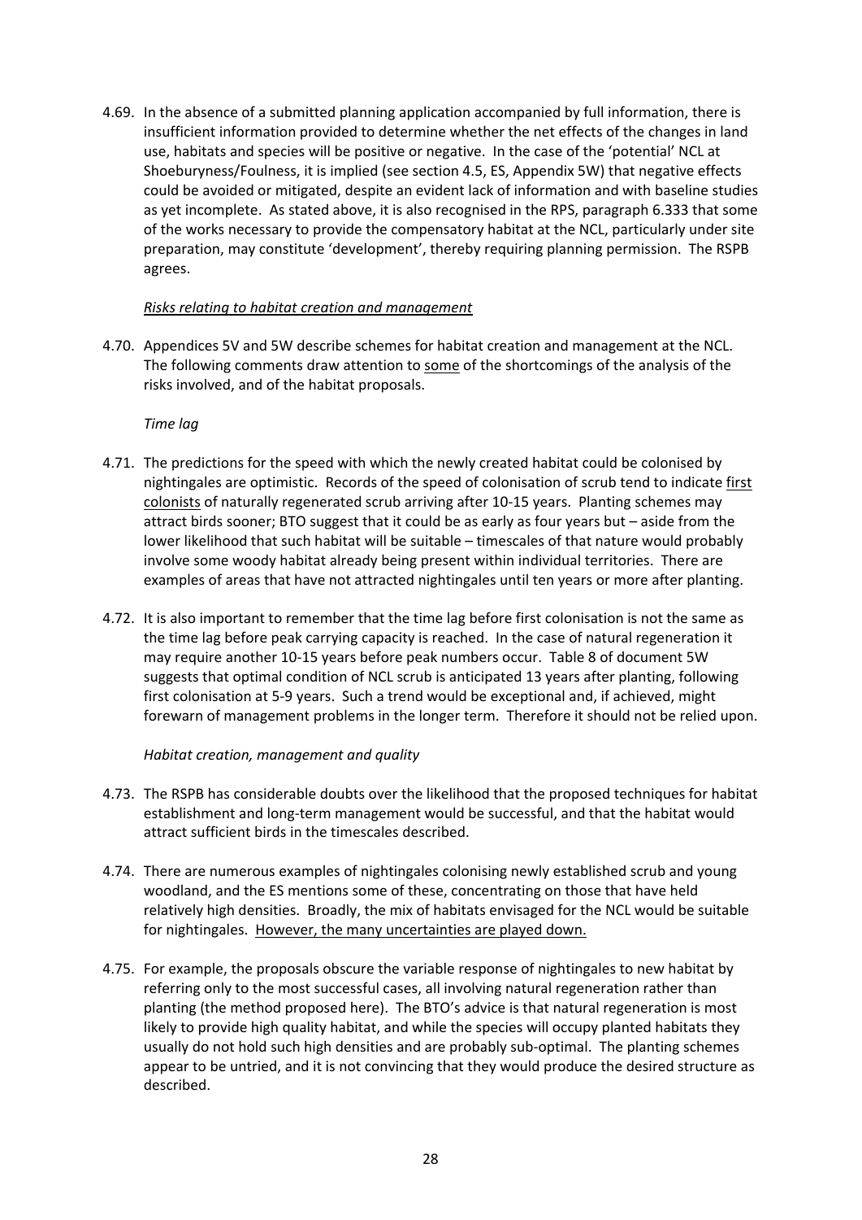4.69. In the absence of a submitted planning application accompanied by full information, there is insufficient information provided to determine whether the net effects of the changes in land use, habitats and species will be positive or negative. In the case of the 'potential' NCL at Shoeburyness/Foulness, it is implied (see section 4.5, ES, Appendix 5W) that negative effects could be avoided or mitigated, despite an evident lack of information and with baseline studies as yet incomplete. As stated above, it is also recognised in the RPS, paragraph 6.333 that some of the works necessary to provide the compensatory habitat at the NCL, particularly under site preparation, may constitute 'development', thereby requiring planning permission. The RSPB agrees.

*Risks relating to habitat creation and management*

4.70. Appendices 5V and 5W describe schemes for habitat creation and management at the NCL. The following comments draw attention to some of the shortcomings of the analysis of the risks involved, and of the habitat proposals.

*Time lag*

4.71. The predictions for the speed with which the newly created habitat could be colonised by nightingales are optimistic. Records of the speed of colonisation of scrub tend to indicate first colonists of naturally regenerated scrub arriving after 10-15 years. Planting schemes may attract birds sooner; BTO suggest that it could be as early as four years but – aside from the lower likelihood that such habitat will be suitable – timescales of that nature would probably involve some woody habitat already being present within individual territories. There are examples of areas that have not attracted nightingales until ten years or more after planting.

4.72. It is also important to remember that the time lag before first colonisation is not the same as the time lag before peak carrying capacity is reached. In the case of natural regeneration it may require another 10-15 years before peak numbers occur. Table 8 of document 5W suggests that optimal condition of NCL scrub is anticipated 13 years after planting, following first colonisation at 5-9 years. Such a trend would be exceptional and, if achieved, might forewarn of management problems in the longer term. Therefore it should not be relied upon.

*Habitat creation, management and quality*

4.73. The RSPB has considerable doubts over the likelihood that the proposed techniques for habitat establishment and long-term management would be successful, and that the habitat would attract sufficient birds in the timescales described.

4.74. There are numerous examples of nightingales colonising newly established scrub and young woodland, and the ES mentions some of these, concentrating on those that have held relatively high densities. Broadly, the mix of habitats envisaged for the NCL would be suitable for nightingales. However, the many uncertainties are played down.

4.75. For example, the proposals obscure the variable response of nightingales to new habitat by referring only to the most successful cases, all involving natural regeneration rather than planting (the method proposed here). The BTO's advice is that natural regeneration is most likely to provide high quality habitat, and while the species will occupy planted habitats they usually do not hold such high densities and are probably sub-optimal. The planting schemes appear to be untried, and it is not convincing that they would produce the desired structure as described.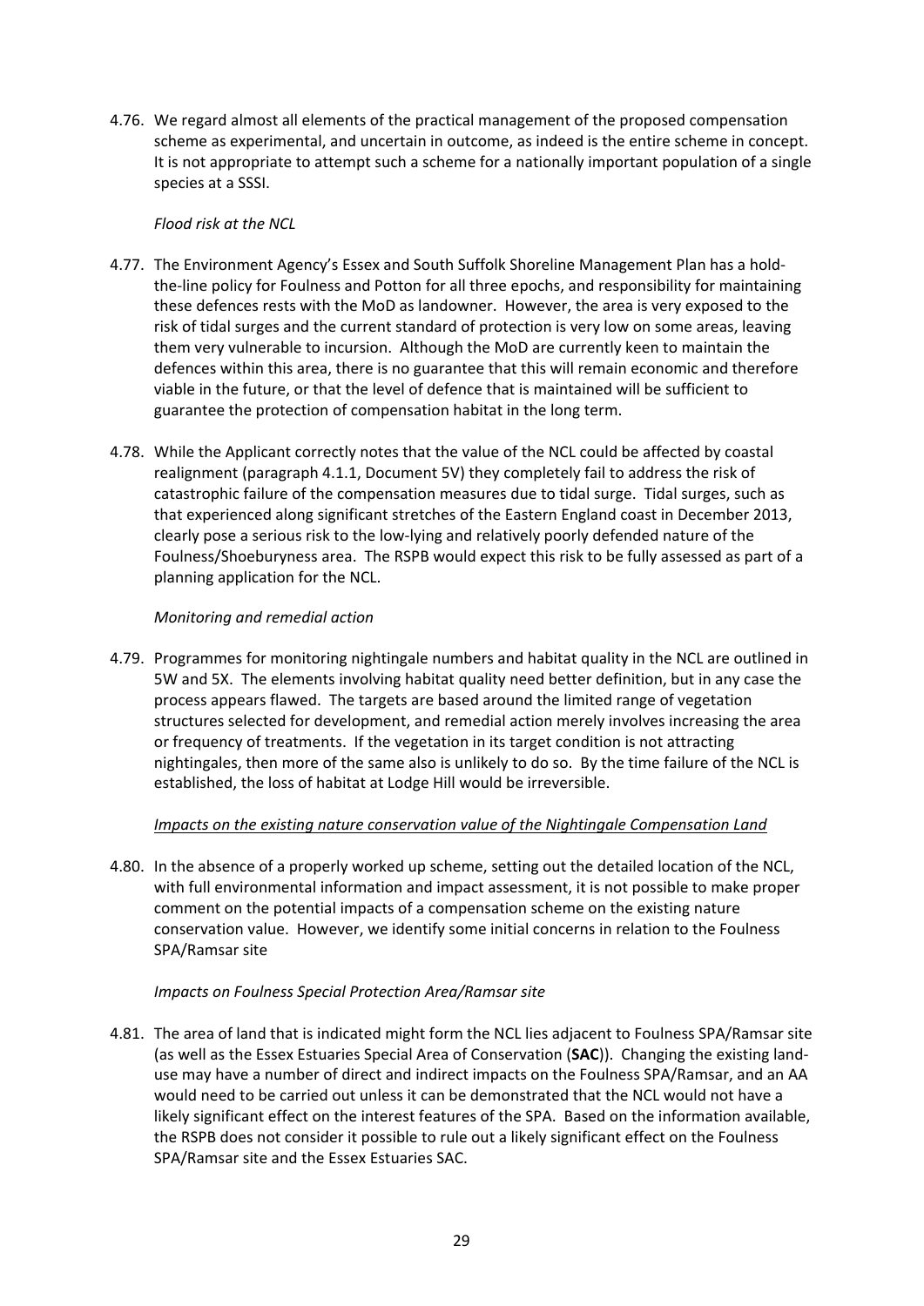4.76. We regard almost all elements of the practical management of the proposed compensation scheme as experimental, and uncertain in outcome, as indeed is the entire scheme in concept. It is not appropriate to attempt such a scheme for a nationally important population of a single species at a SSSI.

*Flood risk at the NCL*

4.77. The Environment Agency's Essex and South Suffolk Shoreline Management Plan has a hold-the-line policy for Foulness and Potton for all three epochs, and responsibility for maintaining these defences rests with the MoD as landowner. However, the area is very exposed to the risk of tidal surges and the current standard of protection is very low on some areas, leaving them very vulnerable to incursion. Although the MoD are currently keen to maintain the defences within this area, there is no guarantee that this will remain economic and therefore viable in the future, or that the level of defence that is maintained will be sufficient to guarantee the protection of compensation habitat in the long term.

4.78. While the Applicant correctly notes that the value of the NCL could be affected by coastal realignment (paragraph 4.1.1, Document 5V) they completely fail to address the risk of catastrophic failure of the compensation measures due to tidal surge. Tidal surges, such as that experienced along significant stretches of the Eastern England coast in December 2013, clearly pose a serious risk to the low-lying and relatively poorly defended nature of the Foulness/Shoeburyness area. The RSPB would expect this risk to be fully assessed as part of a planning application for the NCL.

*Monitoring and remedial action*

4.79. Programmes for monitoring nightingale numbers and habitat quality in the NCL are outlined in 5W and 5X. The elements involving habitat quality need better definition, but in any case the process appears flawed. The targets are based around the limited range of vegetation structures selected for development, and remedial action merely involves increasing the area or frequency of treatments. If the vegetation in its target condition is not attracting nightingales, then more of the same also is unlikely to do so. By the time failure of the NCL is established, the loss of habitat at Lodge Hill would be irreversible.

*<u>Impacts on the existing nature conservation value of the Nightingale Compensation Land</u>*

4.80. In the absence of a properly worked up scheme, setting out the detailed location of the NCL, with full environmental information and impact assessment, it is not possible to make proper comment on the potential impacts of a compensation scheme on the existing nature conservation value. However, we identify some initial concerns in relation to the Foulness SPA/Ramsar site

*Impacts on Foulness Special Protection Area/Ramsar site*

4.81. The area of land that is indicated might form the NCL lies adjacent to Foulness SPA/Ramsar site (as well as the Essex Estuaries Special Area of Conservation (**SAC**)). Changing the existing land-use may have a number of direct and indirect impacts on the Foulness SPA/Ramsar, and an AA would need to be carried out unless it can be demonstrated that the NCL would not have a likely significant effect on the interest features of the SPA. Based on the information available, the RSPB does not consider it possible to rule out a likely significant effect on the Foulness SPA/Ramsar site and the Essex Estuaries SAC.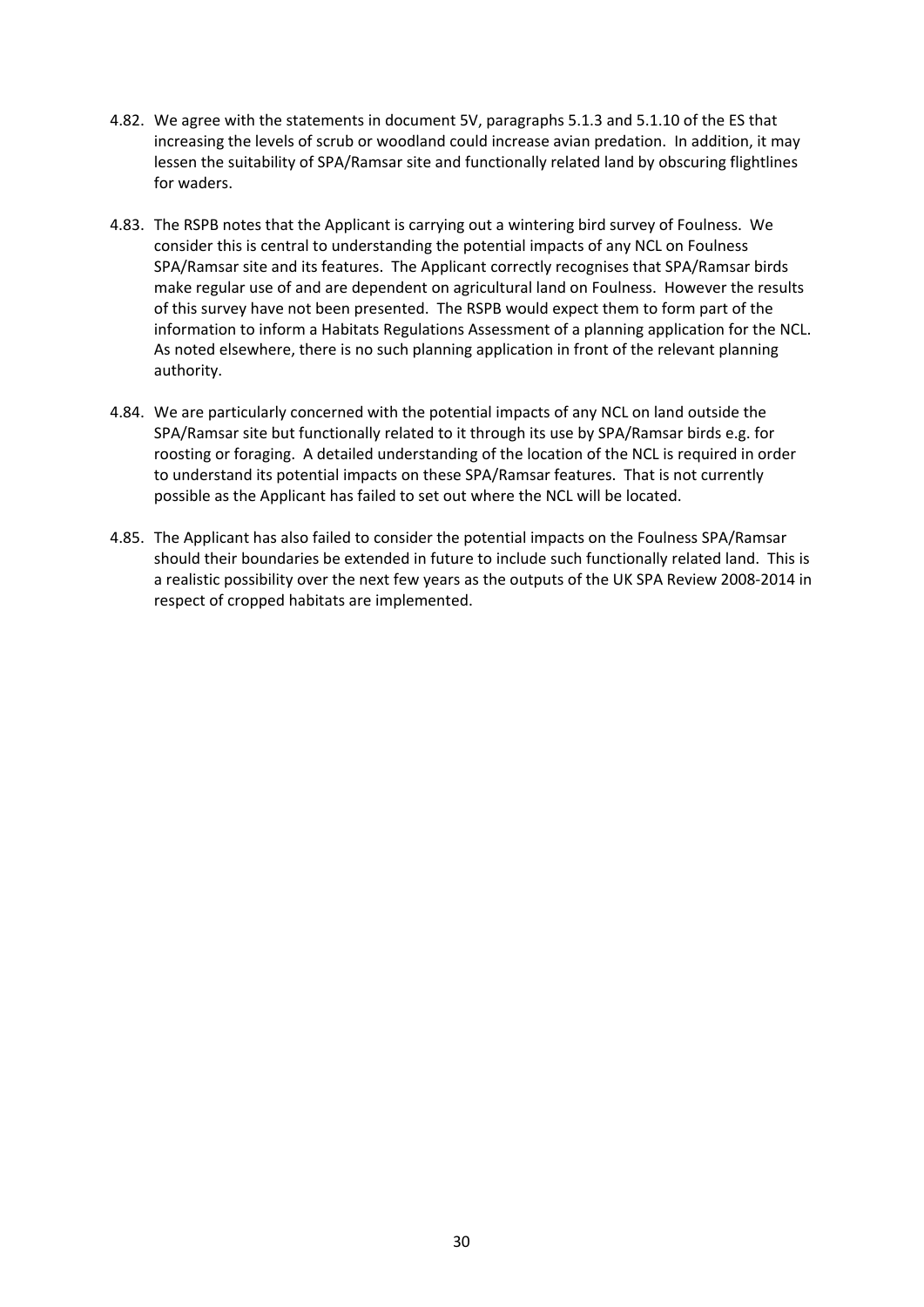4.82. We agree with the statements in document 5V, paragraphs 5.1.3 and 5.1.10 of the ES that increasing the levels of scrub or woodland could increase avian predation. In addition, it may lessen the suitability of SPA/Ramsar site and functionally related land by obscuring flightlines for waders.

4.83. The RSPB notes that the Applicant is carrying out a wintering bird survey of Foulness. We consider this is central to understanding the potential impacts of any NCL on Foulness SPA/Ramsar site and its features. The Applicant correctly recognises that SPA/Ramsar birds make regular use of and are dependent on agricultural land on Foulness. However the results of this survey have not been presented. The RSPB would expect them to form part of the information to inform a Habitats Regulations Assessment of a planning application for the NCL. As noted elsewhere, there is no such planning application in front of the relevant planning authority.

4.84. We are particularly concerned with the potential impacts of any NCL on land outside the SPA/Ramsar site but functionally related to it through its use by SPA/Ramsar birds e.g. for roosting or foraging. A detailed understanding of the location of the NCL is required in order to understand its potential impacts on these SPA/Ramsar features. That is not currently possible as the Applicant has failed to set out where the NCL will be located.

4.85. The Applicant has also failed to consider the potential impacts on the Foulness SPA/Ramsar should their boundaries be extended in future to include such functionally related land. This is a realistic possibility over the next few years as the outputs of the UK SPA Review 2008-2014 in respect of cropped habitats are implemented.